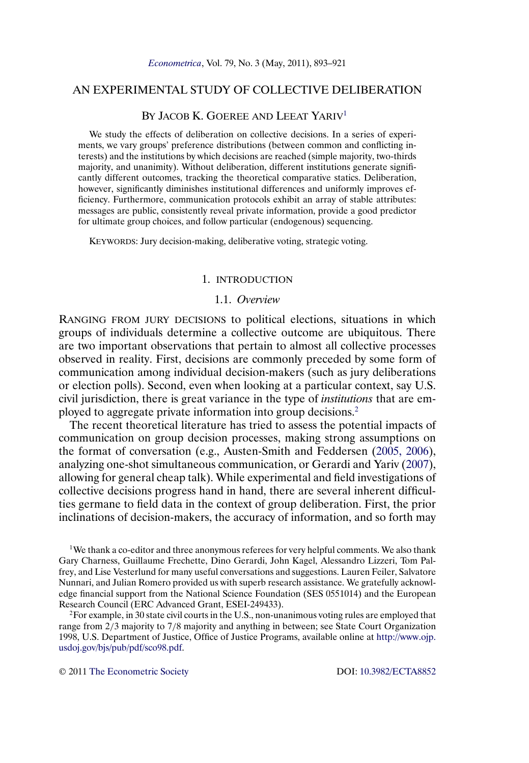# AN EXPERIMENTAL STUDY OF COLLECTIVE DELIBERATION

BY JACOB K. GOEREE AND LEEAT YARIV[1]

We study the effects of deliberation on collective decisions. In a series of experiments, we vary groups' preference distributions (between common and conflicting interests) and the institutions by which decisions are reached (simple majority, two-thirds majority, and unanimity). Without deliberation, different institutions generate significantly different outcomes, tracking the theoretical comparative statics. Deliberation, however, significantly diminishes institutional differences and uniformly improves efficiency. Furthermore, communication protocols exhibit an array of stable attributes: messages are public, consistently reveal private information, provide a good predictor for ultimate group choices, and follow particular (endogenous) sequencing.

KEYWORDS: Jury decision-making, deliberative voting, strategic voting.

## 1. INTRODUCTION

### 1.1. *Overview*

RANGING FROM JURY DECISIONS to political elections, situations in which groups of individuals determine a collective outcome are ubiquitous. There are two important observations that pertain to almost all collective processes observed in reality. First, decisions are commonly preceded by some form of communication among individual decision-makers (such as jury deliberations or election polls). Second, even when looking at a particular context, say U.S. civil jurisdiction, there is great variance in the type of *institutions* that are employed to aggregate private information into group decisions.[2]

The recent theoretical literature has tried to assess the potential impacts of communication on group decision processes, making strong assumptions on the format of conversation (e.g., Austen-Smith and Feddersen (2005, 2006), analyzing one-shot simultaneous communication, or Gerardi and Yariv (2007), allowing for general cheap talk). While experimental and field investigations of collective decisions progress hand in hand, there are several inherent difficulties germane to field data in the context of group deliberation. First, the prior inclinations of decision-makers, the accuracy of information, and so forth may

[1] We thank a co-editor and three anonymous referees for very helpful comments. We also thank Gary Charness, Guillaume Frechette, Dino Gerardi, John Kagel, Alessandro Lizzeri, Tom Palfrey, and Lise Vesterlund for many useful conversations and suggestions. Lauren Feiler, Salvatore Nunnari, and Julian Romero provided us with superb research assistance. We gratefully acknowledge financial support from the National Science Foundation (SES 0551014) and the European Research Council (ERC Advanced Grant, ESEI-249433).

[2] For example, in 30 state civil courts in the U.S., non-unanimous voting rules are employed that range from 2/3 majority to 7/8 majority and anything in between; see State Court Organization 1998, U.S. Department of Justice, Office of Justice Programs, available online at http://www.ojp.usdoj.gov/bjs/pub/pdf/sco98.pdf.

© 2011 The Econometric Society DOI: 10.3982/ECTA8852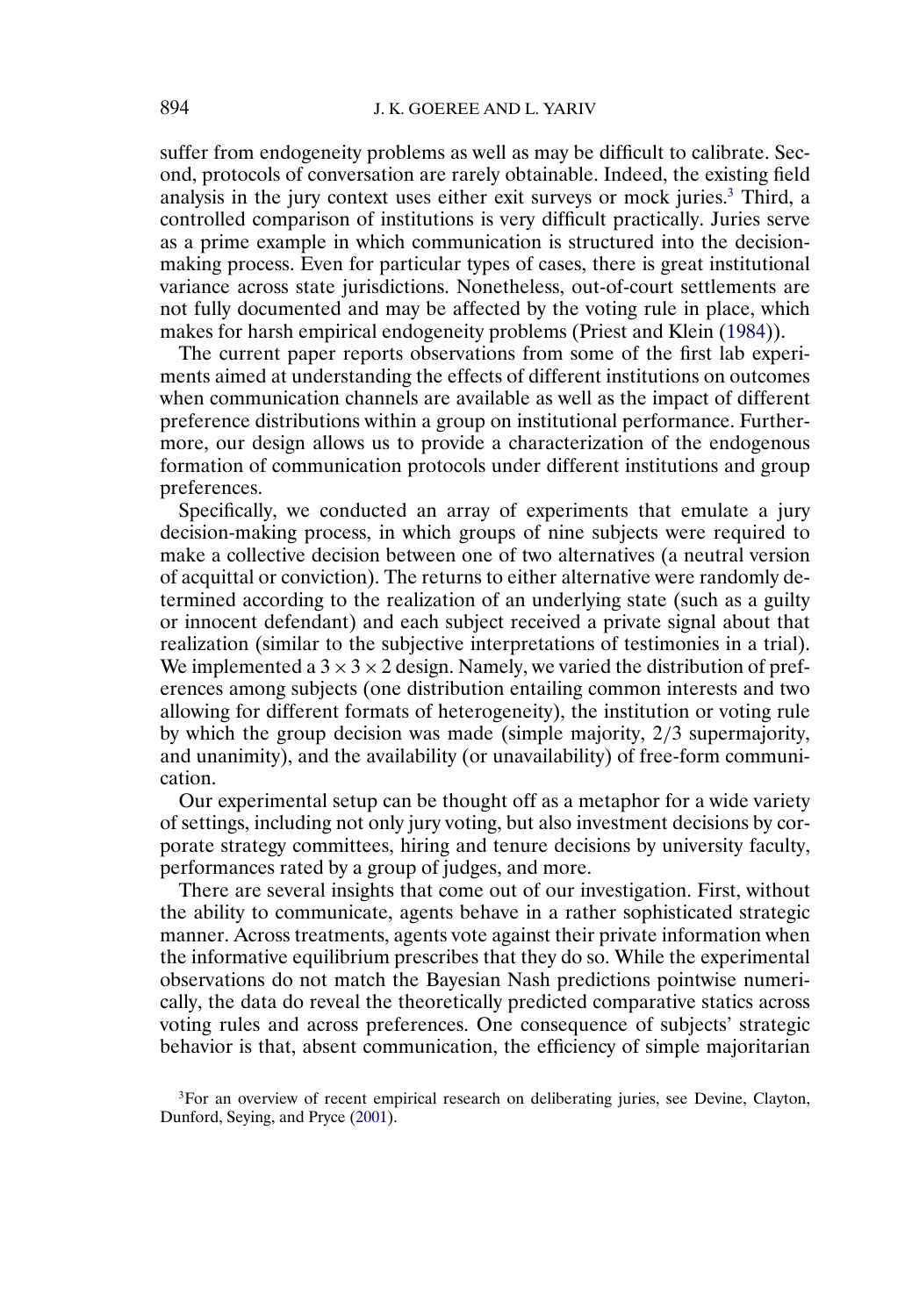suffer from endogeneity problems as well as may be difficult to calibrate. Second, protocols of conversation are rarely obtainable. Indeed, the existing field analysis in the jury context uses either exit surveys or mock juries.[3] Third, a controlled comparison of institutions is very difficult practically. Juries serve as a prime example in which communication is structured into the decision-making process. Even for particular types of cases, there is great institutional variance across state jurisdictions. Nonetheless, out-of-court settlements are not fully documented and may be affected by the voting rule in place, which makes for harsh empirical endogeneity problems (Priest and Klein (1984)).

The current paper reports observations from some of the first lab experiments aimed at understanding the effects of different institutions on outcomes when communication channels are available as well as the impact of different preference distributions within a group on institutional performance. Furthermore, our design allows us to provide a characterization of the endogenous formation of communication protocols under different institutions and group preferences.

Specifically, we conducted an array of experiments that emulate a jury decision-making process, in which groups of nine subjects were required to make a collective decision between one of two alternatives (a neutral version of acquittal or conviction). The returns to either alternative were randomly determined according to the realization of an underlying state (such as a guilty or innocent defendant) and each subject received a private signal about that realization (similar to the subjective interpretations of testimonies in a trial). We implemented a $3 \times 3 \times 2$ design. Namely, we varied the distribution of preferences among subjects (one distribution entailing common interests and two allowing for different formats of heterogeneity), the institution or voting rule by which the group decision was made (simple majority, $2/3$ supermajority, and unanimity), and the availability (or unavailability) of free-form communication.

Our experimental setup can be thought off as a metaphor for a wide variety of settings, including not only jury voting, but also investment decisions by corporate strategy committees, hiring and tenure decisions by university faculty, performances rated by a group of judges, and more.

There are several insights that come out of our investigation. First, without the ability to communicate, agents behave in a rather sophisticated strategic manner. Across treatments, agents vote against their private information when the informative equilibrium prescribes that they do so. While the experimental observations do not match the Bayesian Nash predictions pointwise numerically, the data do reveal the theoretically predicted comparative statics across voting rules and across preferences. One consequence of subjects' strategic behavior is that, absent communication, the efficiency of simple majoritarian

[3]For an overview of recent empirical research on deliberating juries, see Devine, Clayton, Dunford, Seying, and Pryce (2001).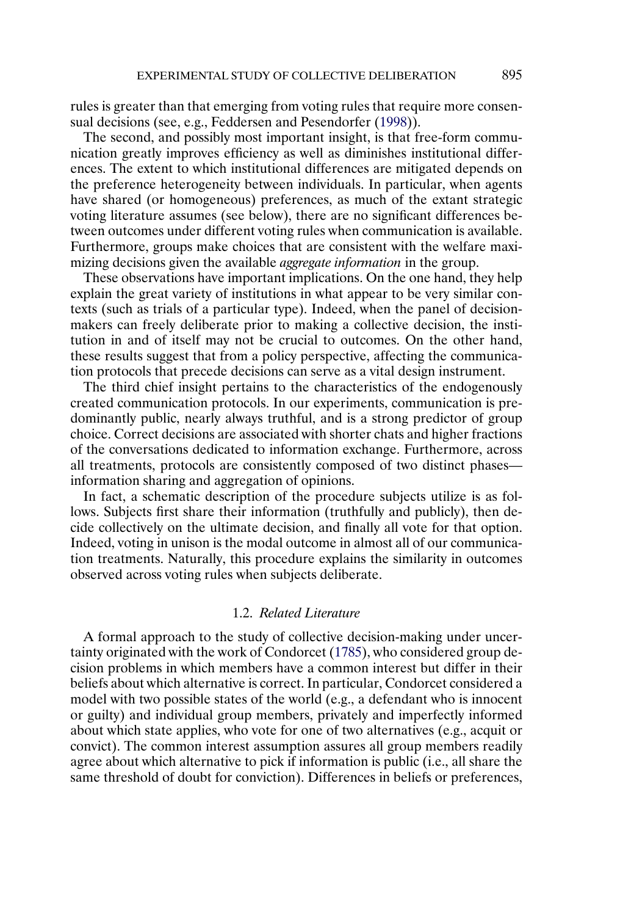rules is greater than that emerging from voting rules that require more consensual decisions (see, e.g., Feddersen and Pesendorfer (1998)).

The second, and possibly most important insight, is that free-form communication greatly improves efficiency as well as diminishes institutional differences. The extent to which institutional differences are mitigated depends on the preference heterogeneity between individuals. In particular, when agents have shared (or homogeneous) preferences, as much of the extant strategic voting literature assumes (see below), there are no significant differences between outcomes under different voting rules when communication is available. Furthermore, groups make choices that are consistent with the welfare maximizing decisions given the available *aggregate information* in the group.

These observations have important implications. On the one hand, they help explain the great variety of institutions in what appear to be very similar contexts (such as trials of a particular type). Indeed, when the panel of decision-makers can freely deliberate prior to making a collective decision, the institution in and of itself may not be crucial to outcomes. On the other hand, these results suggest that from a policy perspective, affecting the communication protocols that precede decisions can serve as a vital design instrument.

The third chief insight pertains to the characteristics of the endogenously created communication protocols. In our experiments, communication is predominantly public, nearly always truthful, and is a strong predictor of group choice. Correct decisions are associated with shorter chats and higher fractions of the conversations dedicated to information exchange. Furthermore, across all treatments, protocols are consistently composed of two distinct phases—information sharing and aggregation of opinions.

In fact, a schematic description of the procedure subjects utilize is as follows. Subjects first share their information (truthfully and publicly), then decide collectively on the ultimate decision, and finally all vote for that option. Indeed, voting in unison is the modal outcome in almost all of our communication treatments. Naturally, this procedure explains the similarity in outcomes observed across voting rules when subjects deliberate.

### 1.2. *Related Literature*

A formal approach to the study of collective decision-making under uncertainty originated with the work of Condorcet (1785), who considered group decision problems in which members have a common interest but differ in their beliefs about which alternative is correct. In particular, Condorcet considered a model with two possible states of the world (e.g., a defendant who is innocent or guilty) and individual group members, privately and imperfectly informed about which state applies, who vote for one of two alternatives (e.g., acquit or convict). The common interest assumption assures all group members readily agree about which alternative to pick if information is public (i.e., all share the same threshold of doubt for conviction). Differences in beliefs or preferences,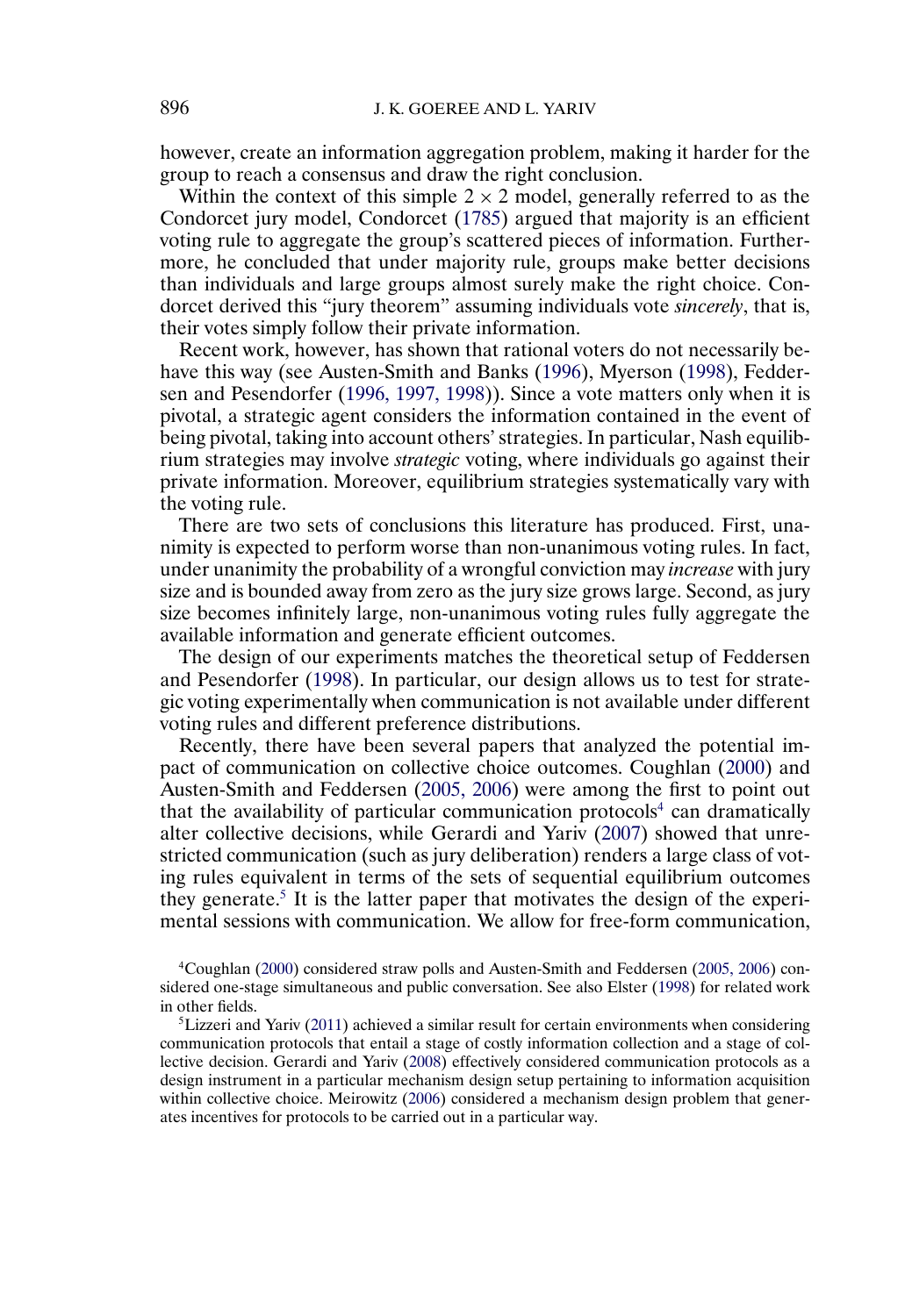however, create an information aggregation problem, making it harder for the group to reach a consensus and draw the right conclusion.

Within the context of this simple $2 \times 2$ model, generally referred to as the Condorcet jury model, Condorcet (1785) argued that majority is an efficient voting rule to aggregate the group's scattered pieces of information. Furthermore, he concluded that under majority rule, groups make better decisions than individuals and large groups almost surely make the right choice. Condorcet derived this "jury theorem" assuming individuals vote *sincerely*, that is, their votes simply follow their private information.

Recent work, however, has shown that rational voters do not necessarily behave this way (see Austen-Smith and Banks (1996), Myerson (1998), Feddersen and Pesendorfer (1996, 1997, 1998)). Since a vote matters only when it is pivotal, a strategic agent considers the information contained in the event of being pivotal, taking into account others' strategies. In particular, Nash equilibrium strategies may involve *strategic* voting, where individuals go against their private information. Moreover, equilibrium strategies systematically vary with the voting rule.

There are two sets of conclusions this literature has produced. First, unanimity is expected to perform worse than non-unanimous voting rules. In fact, under unanimity the probability of a wrongful conviction may *increase* with jury size and is bounded away from zero as the jury size grows large. Second, as jury size becomes infinitely large, non-unanimous voting rules fully aggregate the available information and generate efficient outcomes.

The design of our experiments matches the theoretical setup of Feddersen and Pesendorfer (1998). In particular, our design allows us to test for strategic voting experimentally when communication is not available under different voting rules and different preference distributions.

Recently, there have been several papers that analyzed the potential impact of communication on collective choice outcomes. Coughlan (2000) and Austen-Smith and Feddersen (2005, 2006) were among the first to point out that the availability of particular communication protocols[4] can dramatically alter collective decisions, while Gerardi and Yariv (2007) showed that unrestricted communication (such as jury deliberation) renders a large class of voting rules equivalent in terms of the sets of sequential equilibrium outcomes they generate.[5] It is the latter paper that motivates the design of the experimental sessions with communication. We allow for free-form communication,

[4]Coughlan (2000) considered straw polls and Austen-Smith and Feddersen (2005, 2006) considered one-stage simultaneous and public conversation. See also Elster (1998) for related work in other fields.

[5]Lizzeri and Yariv (2011) achieved a similar result for certain environments when considering communication protocols that entail a stage of costly information collection and a stage of collective decision. Gerardi and Yariv (2008) effectively considered communication protocols as a design instrument in a particular mechanism design setup pertaining to information acquisition within collective choice. Meirowitz (2006) considered a mechanism design problem that generates incentives for protocols to be carried out in a particular way.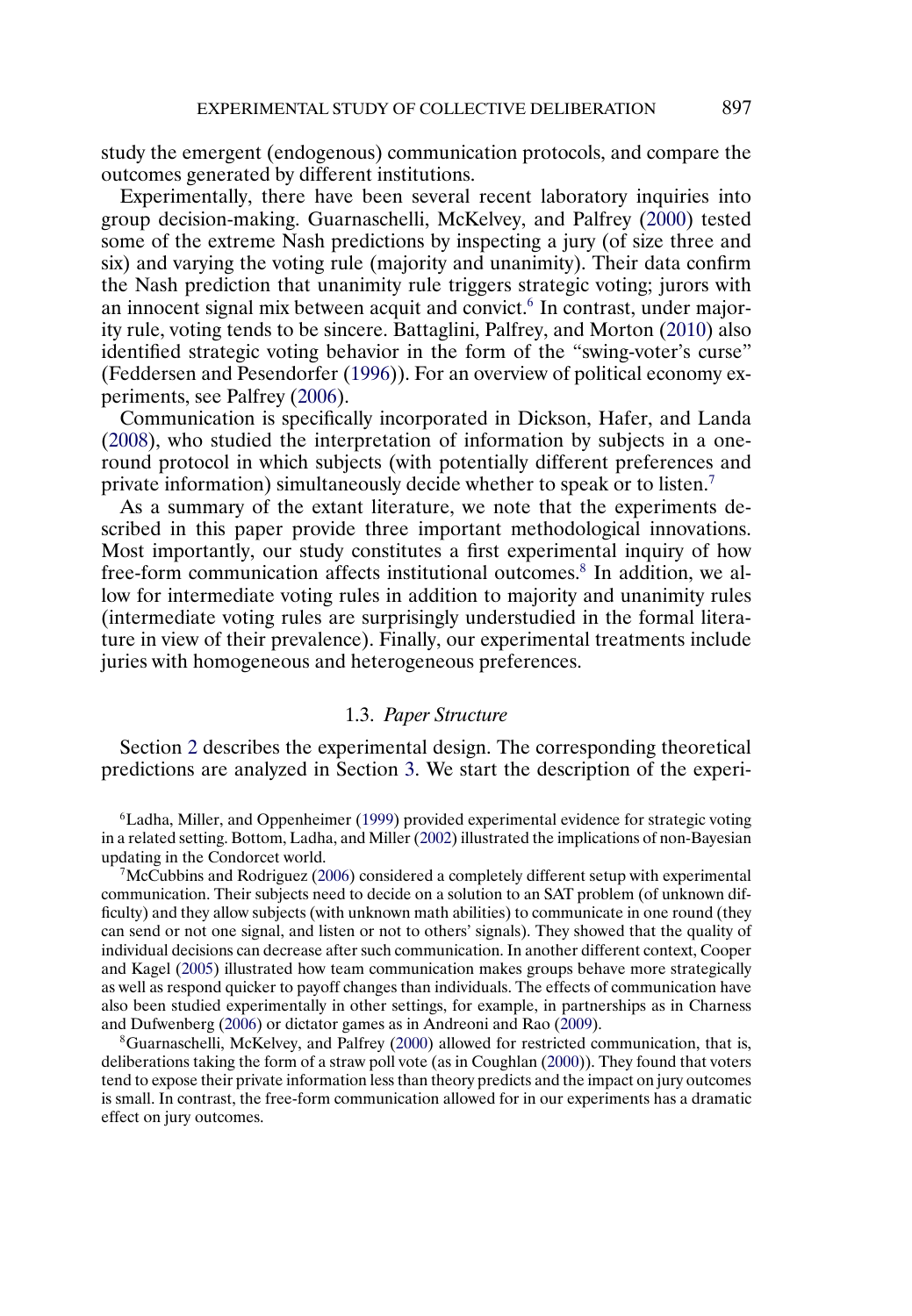study the emergent (endogenous) communication protocols, and compare the outcomes generated by different institutions.

Experimentally, there have been several recent laboratory inquiries into group decision-making. Guarnaschelli, McKelvey, and Palfrey (2000) tested some of the extreme Nash predictions by inspecting a jury (of size three and six) and varying the voting rule (majority and unanimity). Their data confirm the Nash prediction that unanimity rule triggers strategic voting; jurors with an innocent signal mix between acquit and convict.[6] In contrast, under majority rule, voting tends to be sincere. Battaglini, Palfrey, and Morton (2010) also identified strategic voting behavior in the form of the "swing-voter's curse" (Feddersen and Pesendorfer (1996)). For an overview of political economy experiments, see Palfrey (2006).

Communication is specifically incorporated in Dickson, Hafer, and Landa (2008), who studied the interpretation of information by subjects in a one-round protocol in which subjects (with potentially different preferences and private information) simultaneously decide whether to speak or to listen.[7]

As a summary of the extant literature, we note that the experiments described in this paper provide three important methodological innovations. Most importantly, our study constitutes a first experimental inquiry of how free-form communication affects institutional outcomes.[8] In addition, we allow for intermediate voting rules in addition to majority and unanimity rules (intermediate voting rules are surprisingly understudied in the formal literature in view of their prevalence). Finally, our experimental treatments include juries with homogeneous and heterogeneous preferences.

### 1.3. *Paper Structure*

Section 2 describes the experimental design. The corresponding theoretical predictions are analyzed in Section 3. We start the description of the experi-

---

[6] Ladha, Miller, and Oppenheimer (1999) provided experimental evidence for strategic voting in a related setting. Bottom, Ladha, and Miller (2002) illustrated the implications of non-Bayesian updating in the Condorcet world.

[7] McCubbins and Rodriguez (2006) considered a completely different setup with experimental communication. Their subjects need to decide on a solution to an SAT problem (of unknown difficulty) and they allow subjects (with unknown math abilities) to communicate in one round (they can send or not one signal, and listen or not to others' signals). They showed that the quality of individual decisions can decrease after such communication. In another different context, Cooper and Kagel (2005) illustrated how team communication makes groups behave more strategically as well as respond quicker to payoff changes than individuals. The effects of communication have also been studied experimentally in other settings, for example, in partnerships as in Charness and Dufwenberg (2006) or dictator games as in Andreoni and Rao (2009).

[8] Guarnaschelli, McKelvey, and Palfrey (2000) allowed for restricted communication, that is, deliberations taking the form of a straw poll vote (as in Coughlan (2000)). They found that voters tend to expose their private information less than theory predicts and the impact on jury outcomes is small. In contrast, the free-form communication allowed for in our experiments has a dramatic effect on jury outcomes.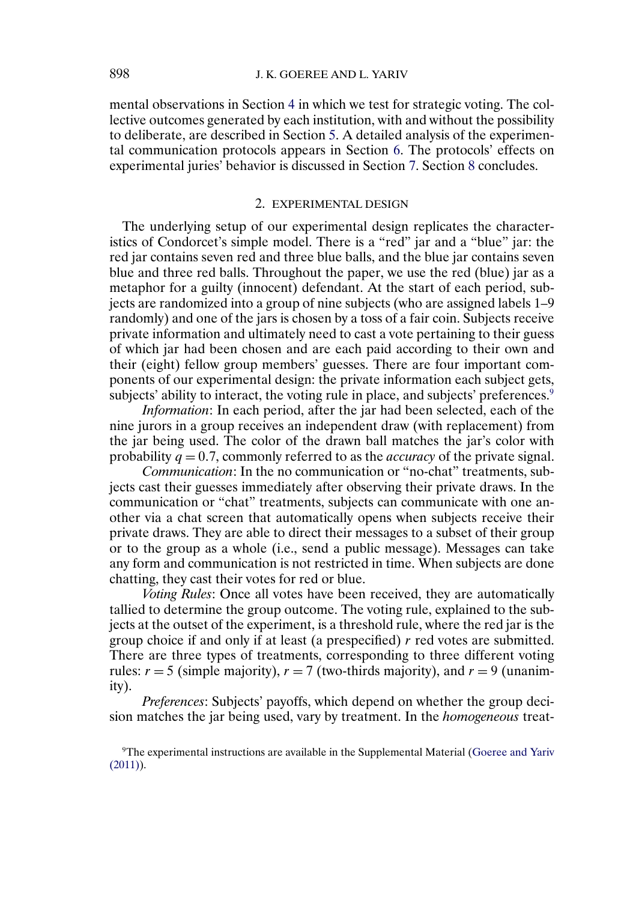mental observations in Section 4 in which we test for strategic voting. The collective outcomes generated by each institution, with and without the possibility to deliberate, are described in Section 5. A detailed analysis of the experimental communication protocols appears in Section 6. The protocols' effects on experimental juries' behavior is discussed in Section 7. Section 8 concludes.

## 2. EXPERIMENTAL DESIGN

The underlying setup of our experimental design replicates the characteristics of Condorcet's simple model. There is a "red" jar and a "blue" jar: the red jar contains seven red and three blue balls, and the blue jar contains seven blue and three red balls. Throughout the paper, we use the red (blue) jar as a metaphor for a guilty (innocent) defendant. At the start of each period, subjects are randomized into a group of nine subjects (who are assigned labels 1–9 randomly) and one of the jars is chosen by a toss of a fair coin. Subjects receive private information and ultimately need to cast a vote pertaining to their guess of which jar had been chosen and are each paid according to their own and their (eight) fellow group members' guesses. There are four important components of our experimental design: the private information each subject gets, subjects' ability to interact, the voting rule in place, and subjects' preferences.[9]

*Information*: In each period, after the jar had been selected, each of the nine jurors in a group receives an independent draw (with replacement) from the jar being used. The color of the drawn ball matches the jar's color with probability $q = 0.7$, commonly referred to as the *accuracy* of the private signal.

*Communication*: In the no communication or "no-chat" treatments, subjects cast their guesses immediately after observing their private draws. In the communication or "chat" treatments, subjects can communicate with one another via a chat screen that automatically opens when subjects receive their private draws. They are able to direct their messages to a subset of their group or to the group as a whole (i.e., send a public message). Messages can take any form and communication is not restricted in time. When subjects are done chatting, they cast their votes for red or blue.

*Voting Rules*: Once all votes have been received, they are automatically tallied to determine the group outcome. The voting rule, explained to the subjects at the outset of the experiment, is a threshold rule, where the red jar is the group choice if and only if at least (a prespecified) $r$ red votes are submitted. There are three types of treatments, corresponding to three different voting rules: $r = 5$ (simple majority), $r = 7$ (two-thirds majority), and $r = 9$ (unanimity).

*Preferences*: Subjects' payoffs, which depend on whether the group decision matches the jar being used, vary by treatment. In the *homogeneous* treat-

[9]The experimental instructions are available in the Supplemental Material (Goeree and Yariv (2011)).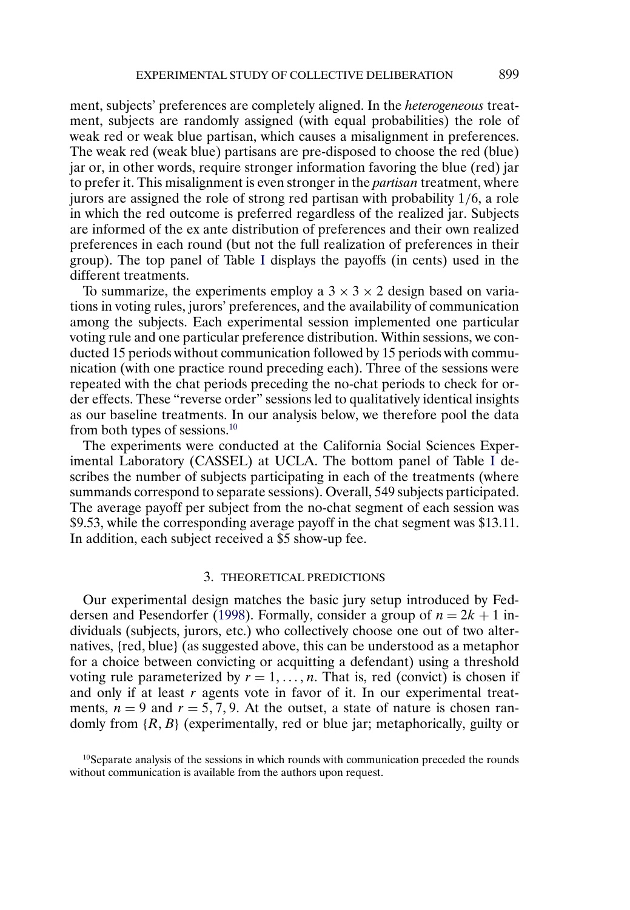ment, subjects' preferences are completely aligned. In the *heterogeneous* treatment, subjects are randomly assigned (with equal probabilities) the role of weak red or weak blue partisan, which causes a misalignment in preferences. The weak red (weak blue) partisans are pre-disposed to choose the red (blue) jar or, in other words, require stronger information favoring the blue (red) jar to prefer it. This misalignment is even stronger in the *partisan* treatment, where jurors are assigned the role of strong red partisan with probability 1/6, a role in which the red outcome is preferred regardless of the realized jar. Subjects are informed of the ex ante distribution of preferences and their own realized preferences in each round (but not the full realization of preferences in their group). The top panel of Table I displays the payoffs (in cents) used in the different treatments.

To summarize, the experiments employ a $3 \times 3 \times 2$ design based on variations in voting rules, jurors' preferences, and the availability of communication among the subjects. Each experimental session implemented one particular voting rule and one particular preference distribution. Within sessions, we conducted 15 periods without communication followed by 15 periods with communication (with one practice round preceding each). Three of the sessions were repeated with the chat periods preceding the no-chat periods to check for order effects. These "reverse order" sessions led to qualitatively identical insights as our baseline treatments. In our analysis below, we therefore pool the data from both types of sessions.[10]

The experiments were conducted at the California Social Sciences Experimental Laboratory (CASSEL) at UCLA. The bottom panel of Table I describes the number of subjects participating in each of the treatments (where summands correspond to separate sessions). Overall, 549 subjects participated. The average payoff per subject from the no-chat segment of each session was \$9.53, while the corresponding average payoff in the chat segment was \$13.11. In addition, each subject received a \$5 show-up fee.

## 3. THEORETICAL PREDICTIONS

Our experimental design matches the basic jury setup introduced by Feddersen and Pesendorfer (1998). Formally, consider a group of $n = 2k + 1$ individuals (subjects, jurors, etc.) who collectively choose one out of two alternatives, {red, blue} (as suggested above, this can be understood as a metaphor for a choice between convicting or acquitting a defendant) using a threshold voting rule parameterized by $r = 1, \ldots, n$. That is, red (convict) is chosen if and only if at least $r$ agents vote in favor of it. In our experimental treatments, $n = 9$ and $r = 5, 7, 9$. At the outset, a state of nature is chosen randomly from $\{R, B\}$ (experimentally, red or blue jar; metaphorically, guilty or

[10]Separate analysis of the sessions in which rounds with communication preceded the rounds without communication is available from the authors upon request.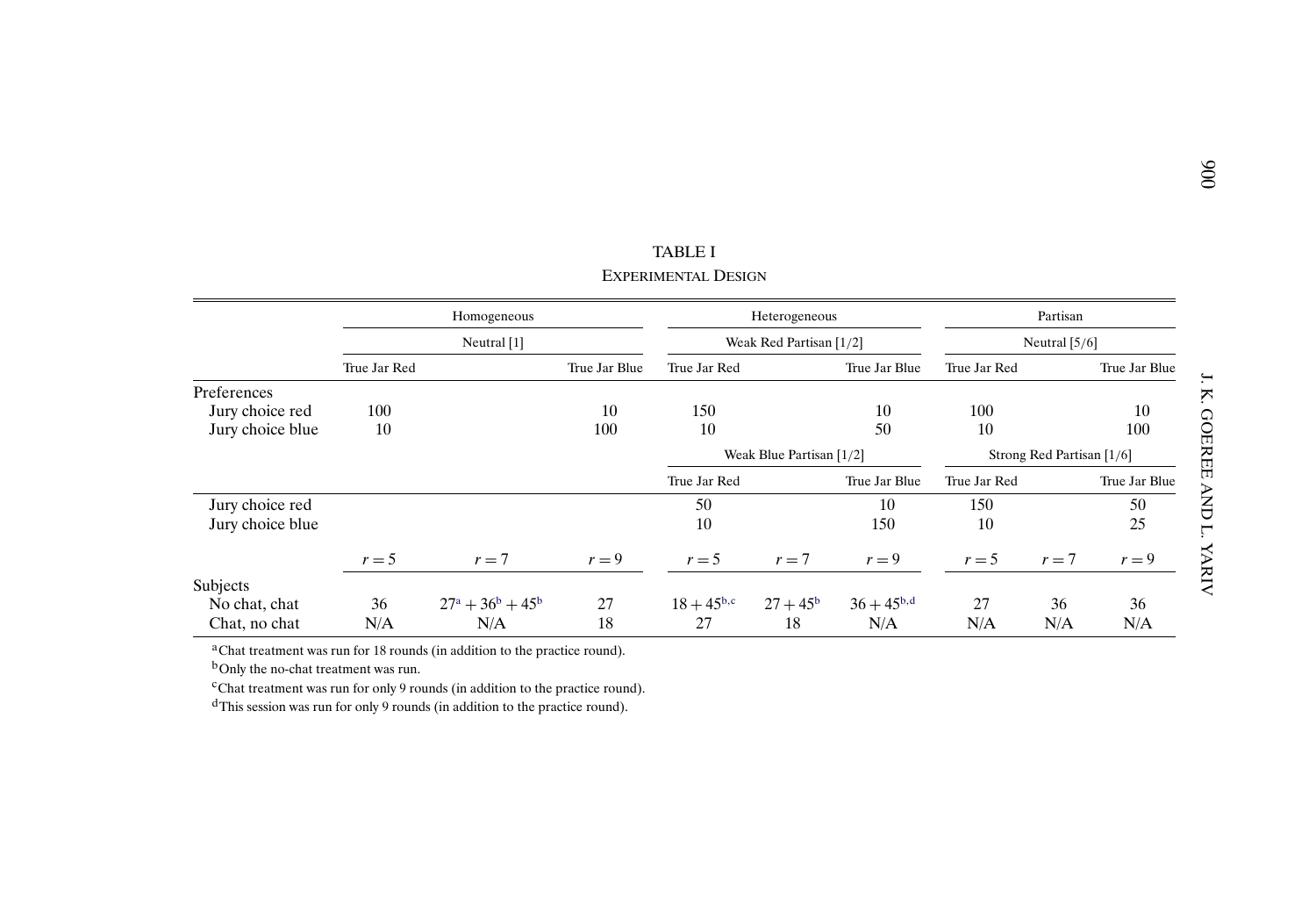TABLE I

EXPERIMENTAL DESIGN

| | Homogeneous | | | Heterogeneous | | | Partisan | | |
|---|---|---|---|---|---|---|---|---|---|
| | Neutral [1] | | | Weak Red Partisan [1/2] | | | Neutral [5/6] | | |
| | True Jar Red | | True Jar Blue | True Jar Red | | True Jar Blue | True Jar Red | | True Jar Blue |
| Preferences | | | | | | | | | |
| Jury choice red | 100 | | 10 | 150 | | 10 | 100 | | 10 |
| Jury choice blue | 10 | | 100 | 10 | | 50 | 10 | | 100 |
| | | | | Weak Blue Partisan [1/2] | | | Strong Red Partisan [1/6] | | |
| | | | | True Jar Red | | True Jar Blue | True Jar Red | | True Jar Blue |
| Jury choice red | | | | 50 | | 10 | 150 | | 50 |
| Jury choice blue | | | | 10 | | 150 | 10 | | 25 |
| | $r = 5$ | $r = 7$ | $r = 9$ | $r = 5$ | $r = 7$ | $r = 9$ | $r = 5$ | $r = 7$ | $r = 9$ |
| Subjects | | | | | | | | | |
| No chat, chat | 36 | $27$[a] $+ 36$[b] $+ 45$[b] | 27 | $18 + 45$[b,c] | $27 + 45$[b] | $36 + 45$[b,d] | 27 | 36 | 36 |
| Chat, no chat | N/A | N/A | 18 | 27 | 18 | N/A | N/A | N/A | N/A |

[a]Chat treatment was run for 18 rounds (in addition to the practice round).

[b]Only the no-chat treatment was run.

[c]Chat treatment was run for only 9 rounds (in addition to the practice round).

[d]This session was run for only 9 rounds (in addition to the practice round).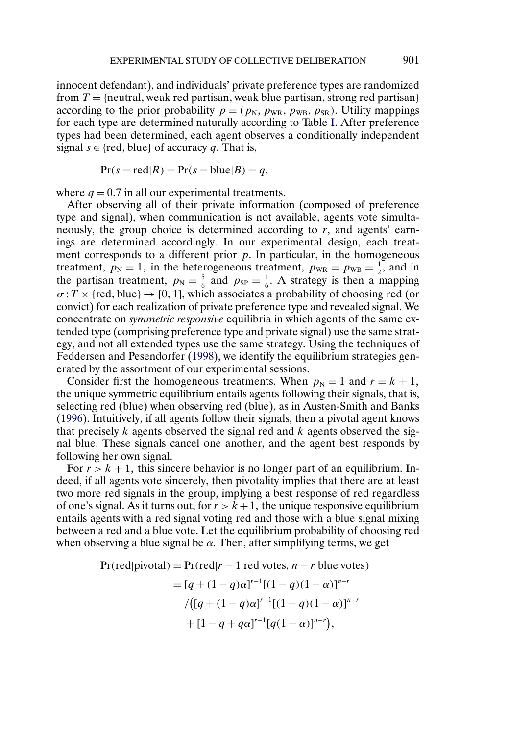innocent defendant), and individuals' private preference types are randomized from $T = \{\text{neutral, weak red partisan, weak blue partisan, strong red partisan}\}$ according to the prior probability $p = (p_{\text{N}}, p_{\text{WR}}, p_{\text{WB}}, p_{\text{SR}})$. Utility mappings for each type are determined naturally according to Table I. After preference types had been determined, each agent observes a conditionally independent signal $s \in \{\text{red, blue}\}$ of accuracy $q$. That is,

$$\Pr(s = \text{red}|R) = \Pr(s = \text{blue}|B) = q,$$

where $q = 0.7$ in all our experimental treatments.

After observing all of their private information (composed of preference type and signal), when communication is not available, agents vote simultaneously, the group choice is determined according to $r$, and agents' earnings are determined accordingly. In our experimental design, each treatment corresponds to a different prior $p$. In particular, in the homogeneous treatment, $p_{\text{N}} = 1$, in the heterogeneous treatment, $p_{\text{WR}} = p_{\text{WB}} = \frac{1}{2}$, and in the partisan treatment, $p_{\text{N}} = \frac{5}{6}$ and $p_{\text{SP}} = \frac{1}{6}$. A strategy is then a mapping $\sigma : T \times \{\text{red, blue}\} \to [0, 1]$, which associates a probability of choosing red (or convict) for each realization of private preference type and revealed signal. We concentrate on *symmetric responsive* equilibria in which agents of the same extended type (comprising preference type and private signal) use the same strategy, and not all extended types use the same strategy. Using the techniques of Feddersen and Pesendorfer (1998), we identify the equilibrium strategies generated by the assortment of our experimental sessions.

Consider first the homogeneous treatments. When $p_{\text{N}} = 1$ and $r = k + 1$, the unique symmetric equilibrium entails agents following their signals, that is, selecting red (blue) when observing red (blue), as in Austen-Smith and Banks (1996). Intuitively, if all agents follow their signals, then a pivotal agent knows that precisely $k$ agents observed the signal red and $k$ agents observed the signal blue. These signals cancel one another, and the agent best responds by following her own signal.

For $r > k + 1$, this sincere behavior is no longer part of an equilibrium. Indeed, if all agents vote sincerely, then pivotality implies that there are at least two more red signals in the group, implying a best response of red regardless of one's signal. As it turns out, for $r > k + 1$, the unique responsive equilibrium entails agents with a red signal voting red and those with a blue signal mixing between a red and a blue vote. Let the equilibrium probability of choosing red when observing a blue signal be $\alpha$. Then, after simplifying terms, we get

$$\begin{aligned}
\Pr(\text{red}|\text{pivotal}) &= \Pr(\text{red}|r - 1 \text{ red votes}, n - r \text{ blue votes}) \\
&= [q + (1 - q)\alpha]^{r-1}[(1 - q)(1 - \alpha)]^{n-r} \\
&\quad / \big([q + (1 - q)\alpha]^{r-1}[(1 - q)(1 - \alpha)]^{n-r} \\
&\quad + [1 - q + q\alpha]^{r-1}[q(1 - \alpha)]^{n-r}\big),
\end{aligned}$$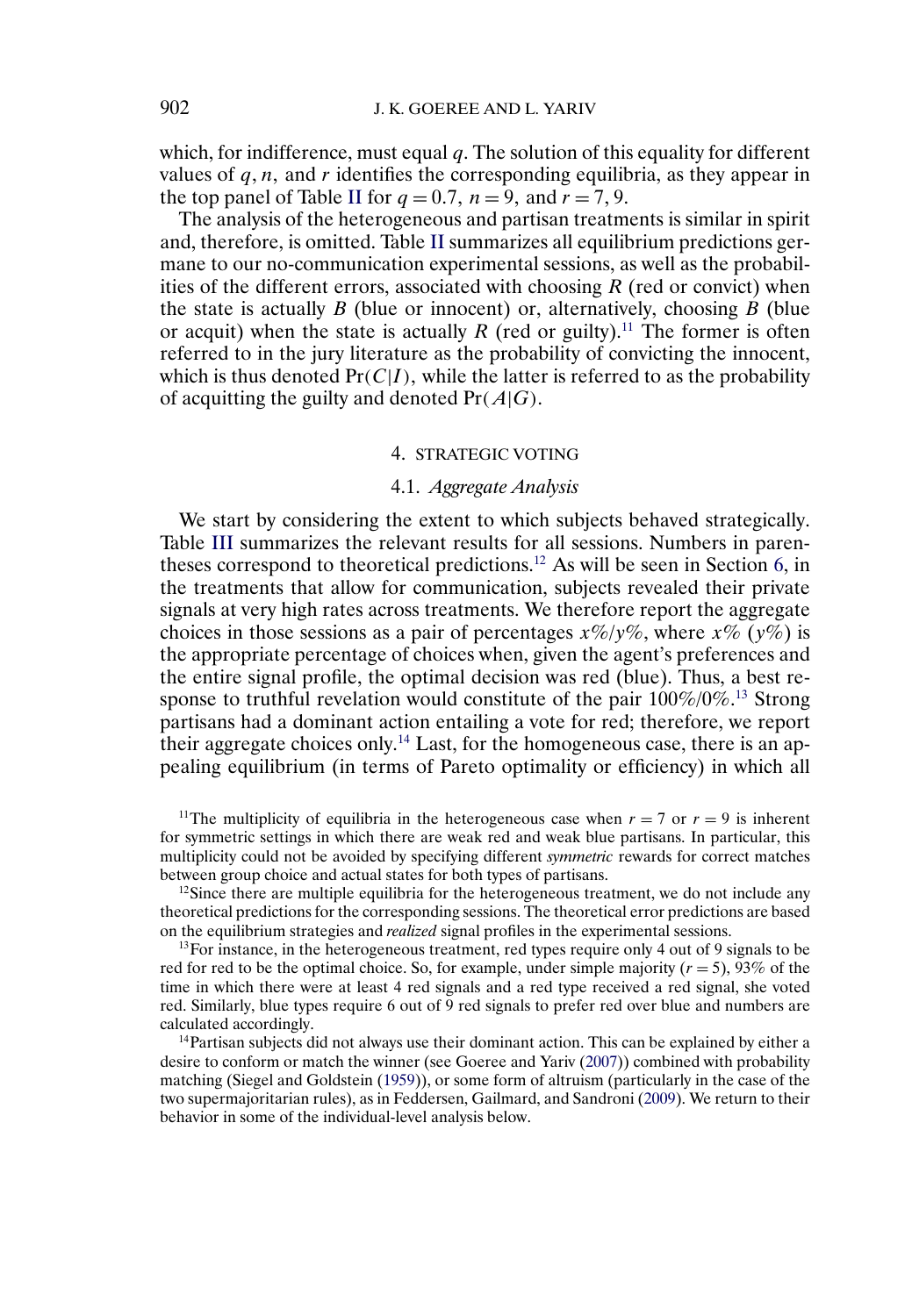which, for indifference, must equal $q$. The solution of this equality for different values of $q, n$, and $r$ identifies the corresponding equilibria, as they appear in the top panel of Table II for $q = 0.7$, $n = 9$, and $r = 7, 9$.

The analysis of the heterogeneous and partisan treatments is similar in spirit and, therefore, is omitted. Table II summarizes all equilibrium predictions germane to our no-communication experimental sessions, as well as the probabilities of the different errors, associated with choosing $R$ (red or convict) when the state is actually $B$ (blue or innocent) or, alternatively, choosing $B$ (blue or acquit) when the state is actually $R$ (red or guilty).[11] The former is often referred to in the jury literature as the probability of convicting the innocent, which is thus denoted $\Pr(C|I)$, while the latter is referred to as the probability of acquitting the guilty and denoted $\Pr(A|G)$.

## 4. STRATEGIC VOTING

### 4.1. *Aggregate Analysis*

We start by considering the extent to which subjects behaved strategically. Table III summarizes the relevant results for all sessions. Numbers in parentheses correspond to theoretical predictions.[12] As will be seen in Section 6, in the treatments that allow for communication, subjects revealed their private signals at very high rates across treatments. We therefore report the aggregate choices in those sessions as a pair of percentages $x\%/y\%$, where $x\%$ ($y\%$) is the appropriate percentage of choices when, given the agent's preferences and the entire signal profile, the optimal decision was red (blue). Thus, a best response to truthful revelation would constitute of the pair $100\%/0\%$.[13] Strong partisans had a dominant action entailing a vote for red; therefore, we report their aggregate choices only.[14] Last, for the homogeneous case, there is an appealing equilibrium (in terms of Pareto optimality or efficiency) in which all

[11]The multiplicity of equilibria in the heterogeneous case when $r = 7$ or $r = 9$ is inherent for symmetric settings in which there are weak red and weak blue partisans. In particular, this multiplicity could not be avoided by specifying different *symmetric* rewards for correct matches between group choice and actual states for both types of partisans.

[12]Since there are multiple equilibria for the heterogeneous treatment, we do not include any theoretical predictions for the corresponding sessions. The theoretical error predictions are based on the equilibrium strategies and *realized* signal profiles in the experimental sessions.

[13]For instance, in the heterogeneous treatment, red types require only 4 out of 9 signals to be red for red to be the optimal choice. So, for example, under simple majority ($r = 5$), 93% of the time in which there were at least 4 red signals and a red type received a red signal, she voted red. Similarly, blue types require 6 out of 9 red signals to prefer red over blue and numbers are calculated accordingly.

[14]Partisan subjects did not always use their dominant action. This can be explained by either a desire to conform or match the winner (see Goeree and Yariv (2007)) combined with probability matching (Siegel and Goldstein (1959)), or some form of altruism (particularly in the case of the two supermajoritarian rules), as in Feddersen, Gailmard, and Sandroni (2009). We return to their behavior in some of the individual-level analysis below.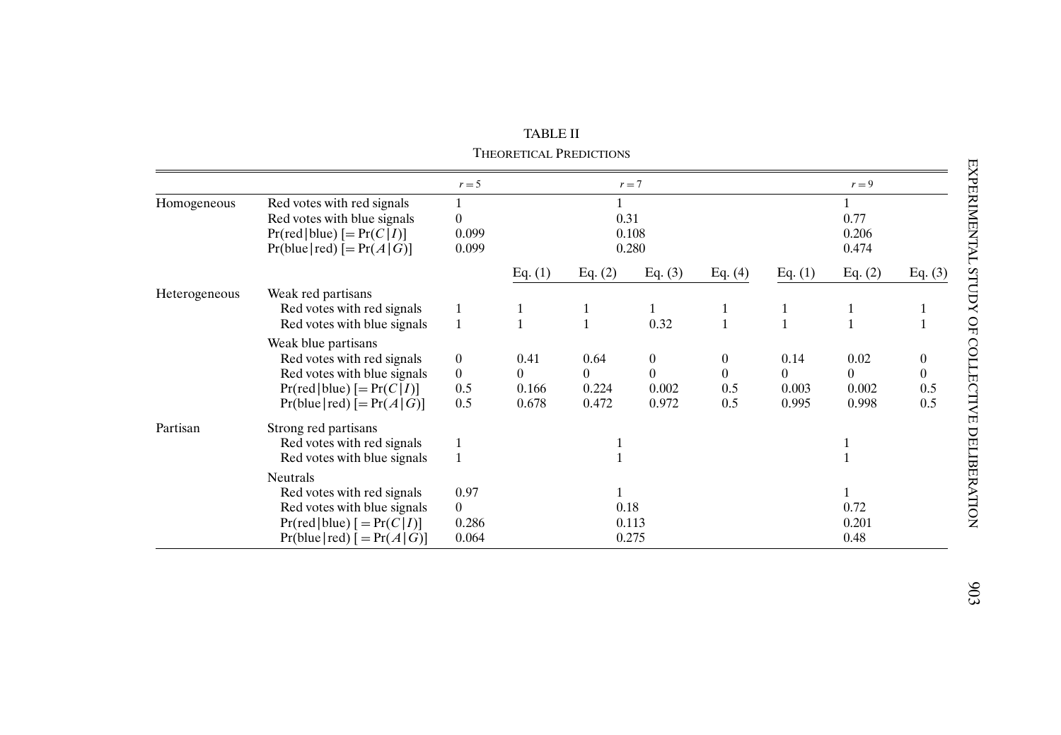TABLE II

THEORETICAL PREDICTIONS

| | | $r = 5$ | $r = 7$ | | | | $r = 9$ | | |
|---|---|---|---|---|---|---|---|---|---|
| Homogeneous | Red votes with red signals | 1 | 1 | | | | 1 | | |
| | Red votes with blue signals | 0 | 0.31 | | | | 0.77 | | |
| | Pr(red\|blue) [= Pr($C$\|$I$)] | 0.099 | 0.108 | | | | 0.206 | | |
| | Pr(blue\|red) [= Pr($A$\|$G$)] | 0.099 | 0.280 | | | | 0.474 | | |
| | | | Eq. (1) | Eq. (2) | Eq. (3) | Eq. (4) | Eq. (1) | Eq. (2) | Eq. (3) |
| Heterogeneous | Weak red partisans | | | | | | | | |
| | Red votes with red signals | 1 | 1 | 1 | 1 | 1 | 1 | 1 | 1 |
| | Red votes with blue signals | 1 | 1 | 1 | 0.32 | 1 | 1 | 1 | 1 |
| | Weak blue partisans | | | | | | | | |
| | Red votes with red signals | 0 | 0.41 | 0.64 | 0 | 0 | 0.14 | 0.02 | 0 |
| | Red votes with blue signals | 0 | 0 | 0 | 0 | 0 | 0 | 0 | 0 |
| | Pr(red\|blue) [= Pr($C$\|$I$)] | 0.5 | 0.166 | 0.224 | 0.002 | 0.5 | 0.003 | 0.002 | 0.5 |
| | Pr(blue\|red) [= Pr($A$\|$G$)] | 0.5 | 0.678 | 0.472 | 0.972 | 0.5 | 0.995 | 0.998 | 0.5 |
| Partisan | Strong red partisans | | | | | | | | |
| | Red votes with red signals | 1 | 1 | | | | 1 | | |
| | Red votes with blue signals | 1 | 1 | | | | 1 | | |
| | Neutrals | | | | | | | | |
| | Red votes with red signals | 0.97 | 1 | | | | 1 | | |
| | Red votes with blue signals | 0 | 0.18 | | | | 0.72 | | |
| | Pr(red\|blue) [= Pr($C$\|$I$)] | 0.286 | 0.113 | | | | 0.201 | | |
| | Pr(blue\|red) [= Pr($A$\|$G$)] | 0.064 | 0.275 | | | | 0.48 | | |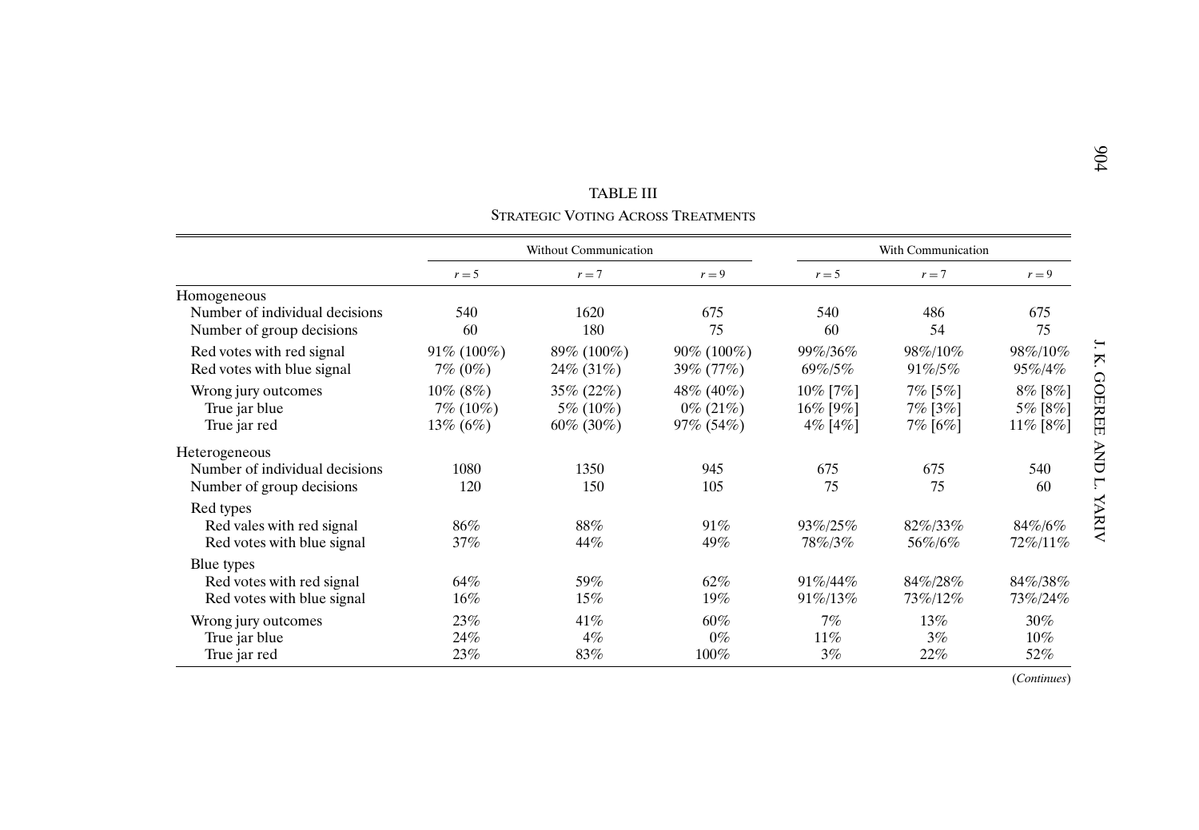TABLE III

STRATEGIC VOTING ACROSS TREATMENTS

| | Without Communication | | | With Communication | | |
|---|---|---|---|---|---|---|
| | $r = 5$ | $r = 7$ | $r = 9$ | $r = 5$ | $r = 7$ | $r = 9$ |
| Homogeneous | | | | | | |
| Number of individual decisions | 540 | 1620 | 675 | 540 | 486 | 675 |
| Number of group decisions | 60 | 180 | 75 | 60 | 54 | 75 |
| Red votes with red signal | 91% (100%) | 89% (100%) | 90% (100%) | 99%/36% | 98%/10% | 98%/10% |
| Red votes with blue signal | 7% (0%) | 24% (31%) | 39% (77%) | 69%/5% | 91%/5% | 95%/4% |
| Wrong jury outcomes | 10% (8%) | 35% (22%) | 48% (40%) | 10% [7%] | 7% [5%] | 8% [8%] |
| True jar blue | 7% (10%) | 5% (10%) | 0% (21%) | 16% [9%] | 7% [3%] | 5% [8%] |
| True jar red | 13% (6%) | 60% (30%) | 97% (54%) | 4% [4%] | 7% [6%] | 11% [8%] |
| Heterogeneous | | | | | | |
| Number of individual decisions | 1080 | 1350 | 945 | 675 | 675 | 540 |
| Number of group decisions | 120 | 150 | 105 | 75 | 75 | 60 |
| Red types | | | | | | |
| Red vales with red signal | 86% | 88% | 91% | 93%/25% | 82%/33% | 84%/6% |
| Red votes with blue signal | 37% | 44% | 49% | 78%/3% | 56%/6% | 72%/11% |
| Blue types | | | | | | |
| Red votes with red signal | 64% | 59% | 62% | 91%/44% | 84%/28% | 84%/38% |
| Red votes with blue signal | 16% | 15% | 19% | 91%/13% | 73%/12% | 73%/24% |
| Wrong jury outcomes | 23% | 41% | 60% | 7% | 13% | 30% |
| True jar blue | 24% | 4% | 0% | 11% | 3% | 10% |
| True jar red | 23% | 83% | 100% | 3% | 22% | 52% |

(*Continues*)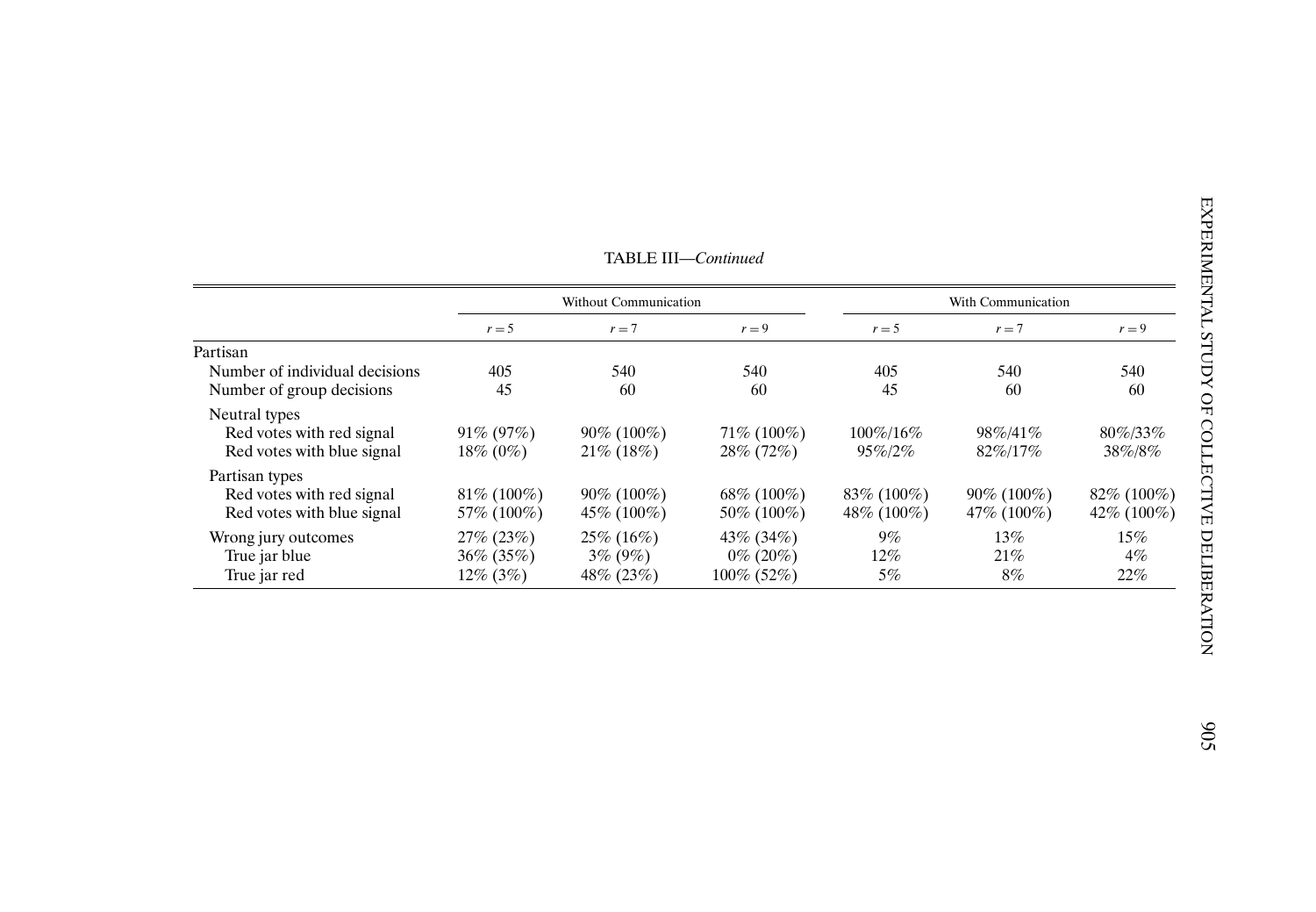TABLE III—*Continued*

| | Without Communication | | | With Communication | | |
|---|---|---|---|---|---|---|
| | $r = 5$ | $r = 7$ | $r = 9$ | $r = 5$ | $r = 7$ | $r = 9$ |
| Partisan | | | | | | |
| Number of individual decisions | 405 | 540 | 540 | 405 | 540 | 540 |
| Number of group decisions | 45 | 60 | 60 | 45 | 60 | 60 |
| Neutral types | | | | | | |
| Red votes with red signal | 91% (97%) | 90% (100%) | 71% (100%) | 100%/16% | 98%/41% | 80%/33% |
| Red votes with blue signal | 18% (0%) | 21% (18%) | 28% (72%) | 95%/2% | 82%/17% | 38%/8% |
| Partisan types | | | | | | |
| Red votes with red signal | 81% (100%) | 90% (100%) | 68% (100%) | 83% (100%) | 90% (100%) | 82% (100%) |
| Red votes with blue signal | 57% (100%) | 45% (100%) | 50% (100%) | 48% (100%) | 47% (100%) | 42% (100%) |
| Wrong jury outcomes | 27% (23%) | 25% (16%) | 43% (34%) | 9% | 13% | 15% |
| True jar blue | 36% (35%) | 3% (9%) | 0% (20%) | 12% | 21% | 4% |
| True jar red | 12% (3%) | 48% (23%) | 100% (52%) | 5% | 8% | 22% |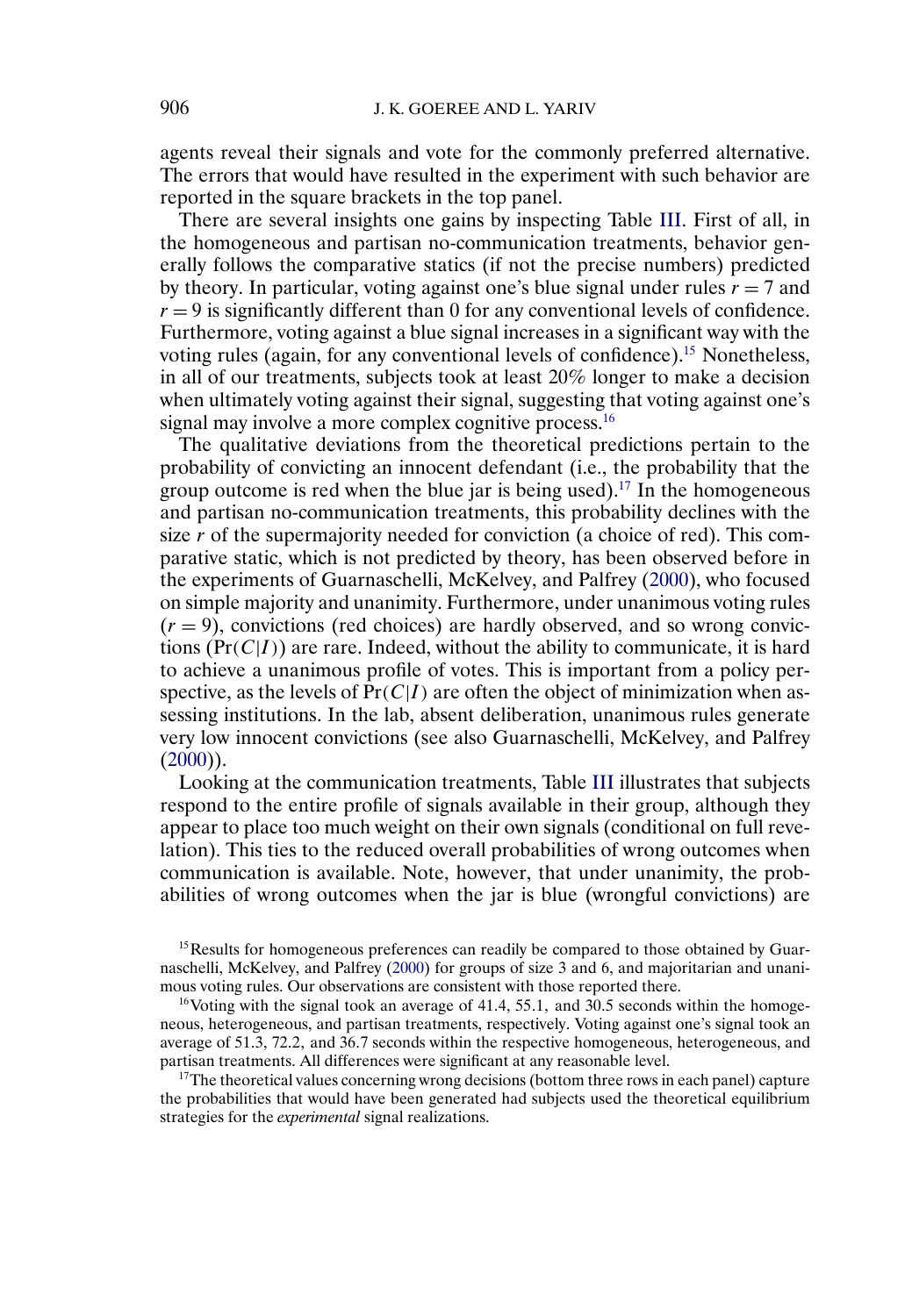agents reveal their signals and vote for the commonly preferred alternative. The errors that would have resulted in the experiment with such behavior are reported in the square brackets in the top panel.

There are several insights one gains by inspecting Table III. First of all, in the homogeneous and partisan no-communication treatments, behavior generally follows the comparative statics (if not the precise numbers) predicted by theory. In particular, voting against one's blue signal under rules $r = 7$ and $r = 9$ is significantly different than 0 for any conventional levels of confidence. Furthermore, voting against a blue signal increases in a significant way with the voting rules (again, for any conventional levels of confidence).[15] Nonetheless, in all of our treatments, subjects took at least 20% longer to make a decision when ultimately voting against their signal, suggesting that voting against one's signal may involve a more complex cognitive process.[16]

The qualitative deviations from the theoretical predictions pertain to the probability of convicting an innocent defendant (i.e., the probability that the group outcome is red when the blue jar is being used).[17] In the homogeneous and partisan no-communication treatments, this probability declines with the size $r$ of the supermajority needed for conviction (a choice of red). This comparative static, which is not predicted by theory, has been observed before in the experiments of Guarnaschelli, McKelvey, and Palfrey (2000), who focused on simple majority and unanimity. Furthermore, under unanimous voting rules ($r = 9$), convictions (red choices) are hardly observed, and so wrong convictions ($\Pr(C|I)$) are rare. Indeed, without the ability to communicate, it is hard to achieve a unanimous profile of votes. This is important from a policy perspective, as the levels of $\Pr(C|I)$ are often the object of minimization when assessing institutions. In the lab, absent deliberation, unanimous rules generate very low innocent convictions (see also Guarnaschelli, McKelvey, and Palfrey (2000)).

Looking at the communication treatments, Table III illustrates that subjects respond to the entire profile of signals available in their group, although they appear to place too much weight on their own signals (conditional on full revelation). This ties to the reduced overall probabilities of wrong outcomes when communication is available. Note, however, that under unanimity, the probabilities of wrong outcomes when the jar is blue (wrongful convictions) are

[15] Results for homogeneous preferences can readily be compared to those obtained by Guarnaschelli, McKelvey, and Palfrey (2000) for groups of size 3 and 6, and majoritarian and unanimous voting rules. Our observations are consistent with those reported there.

[16] Voting with the signal took an average of 41.4, 55.1, and 30.5 seconds within the homogeneous, heterogeneous, and partisan treatments, respectively. Voting against one's signal took an average of 51.3, 72.2, and 36.7 seconds within the respective homogeneous, heterogeneous, and partisan treatments. All differences were significant at any reasonable level.

[17] The theoretical values concerning wrong decisions (bottom three rows in each panel) capture the probabilities that would have been generated had subjects used the theoretical equilibrium strategies for the *experimental* signal realizations.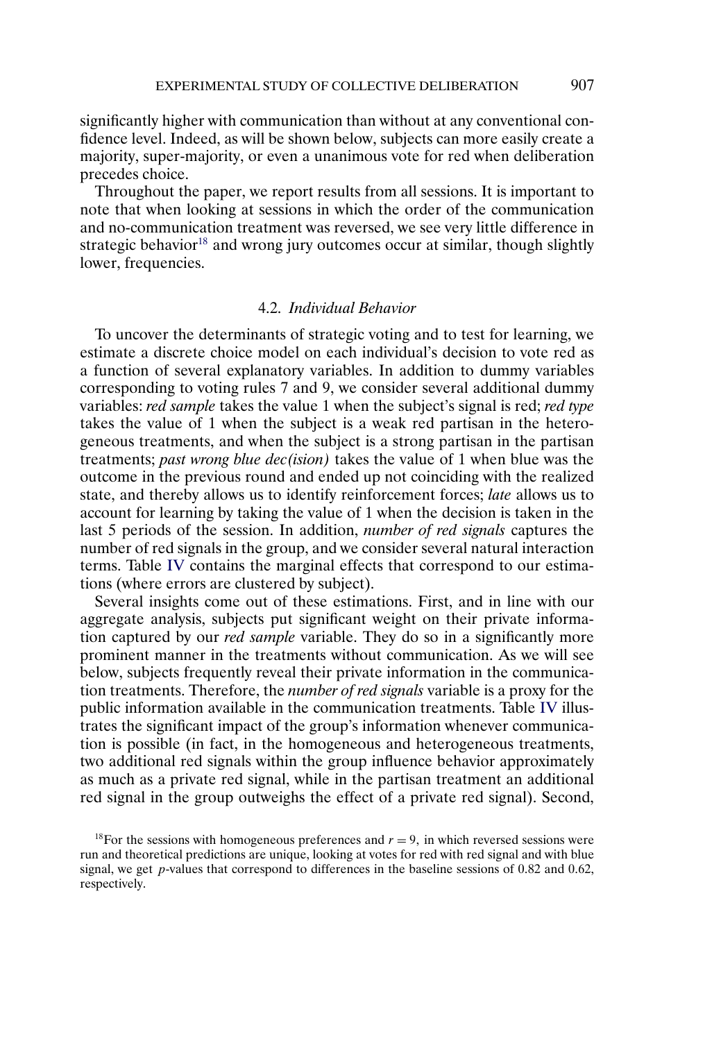significantly higher with communication than without at any conventional confidence level. Indeed, as will be shown below, subjects can more easily create a majority, super-majority, or even a unanimous vote for red when deliberation precedes choice.

Throughout the paper, we report results from all sessions. It is important to note that when looking at sessions in which the order of the communication and no-communication treatment was reversed, we see very little difference in strategic behavior[18] and wrong jury outcomes occur at similar, though slightly lower, frequencies.

### 4.2. *Individual Behavior*

To uncover the determinants of strategic voting and to test for learning, we estimate a discrete choice model on each individual's decision to vote red as a function of several explanatory variables. In addition to dummy variables corresponding to voting rules 7 and 9, we consider several additional dummy variables: *red sample* takes the value 1 when the subject's signal is red; *red type* takes the value of 1 when the subject is a weak red partisan in the heterogeneous treatments, and when the subject is a strong partisan in the partisan treatments; *past wrong blue dec(ision)* takes the value of 1 when blue was the outcome in the previous round and ended up not coinciding with the realized state, and thereby allows us to identify reinforcement forces; *late* allows us to account for learning by taking the value of 1 when the decision is taken in the last 5 periods of the session. In addition, *number of red signals* captures the number of red signals in the group, and we consider several natural interaction terms. Table IV contains the marginal effects that correspond to our estimations (where errors are clustered by subject).

Several insights come out of these estimations. First, and in line with our aggregate analysis, subjects put significant weight on their private information captured by our *red sample* variable. They do so in a significantly more prominent manner in the treatments without communication. As we will see below, subjects frequently reveal their private information in the communication treatments. Therefore, the *number of red signals* variable is a proxy for the public information available in the communication treatments. Table IV illustrates the significant impact of the group's information whenever communication is possible (in fact, in the homogeneous and heterogeneous treatments, two additional red signals within the group influence behavior approximately as much as a private red signal, while in the partisan treatment an additional red signal in the group outweighs the effect of a private red signal). Second,

[18]For the sessions with homogeneous preferences and $r = 9$, in which reversed sessions were run and theoretical predictions are unique, looking at votes for red with red signal and with blue signal, we get $p$-values that correspond to differences in the baseline sessions of 0.82 and 0.62, respectively.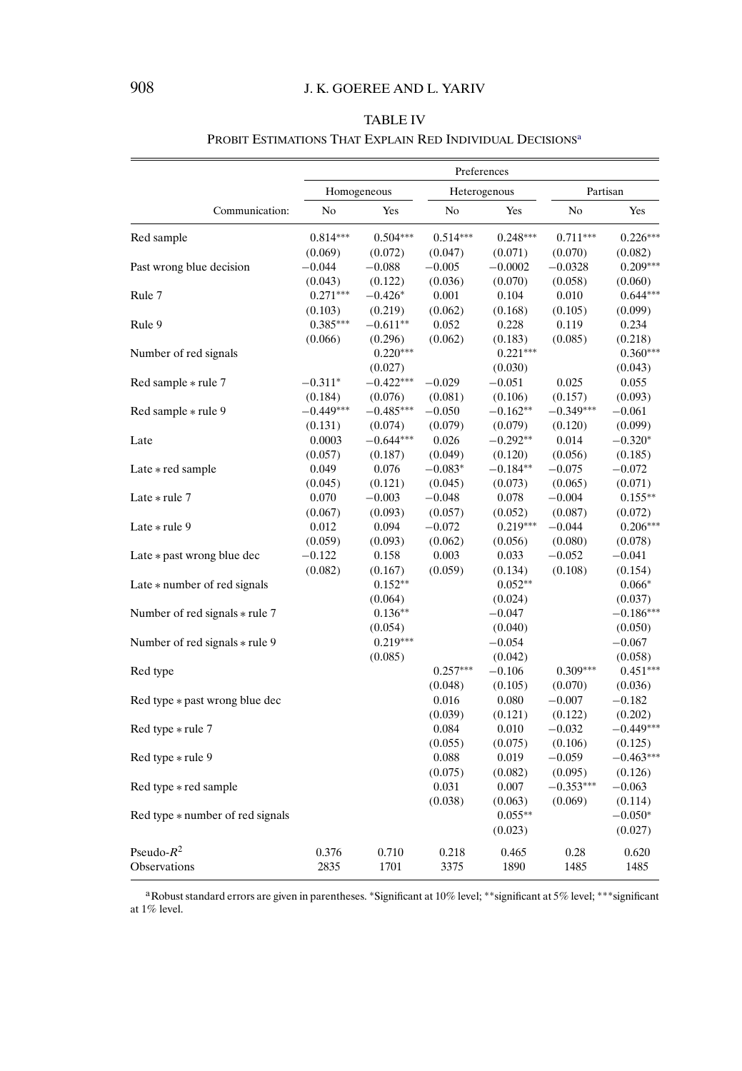TABLE IV

PROBIT ESTIMATIONS THAT EXPLAIN RED INDIVIDUAL DECISIONS[a]

| | Preferences | | | | | |
|---|---|---|---|---|---|---|
| | Homogeneous | | Heterogenous | | Partisan | |
| Communication: | No | Yes | No | Yes | No | Yes |
| Red sample | 0.814*** | 0.504*** | 0.514*** | 0.248*** | 0.711*** | 0.226*** |
| | (0.069) | (0.072) | (0.047) | (0.071) | (0.070) | (0.082) |
| Past wrong blue decision | −0.044 | −0.088 | −0.005 | −0.0002 | −0.0328 | 0.209*** |
| | (0.043) | (0.122) | (0.036) | (0.070) | (0.058) | (0.060) |
| Rule 7 | 0.271*** | −0.426* | 0.001 | 0.104 | 0.010 | 0.644*** |
| | (0.103) | (0.219) | (0.062) | (0.168) | (0.105) | (0.099) |
| Rule 9 | 0.385*** | −0.611** | 0.052 | 0.228 | 0.119 | 0.234 |
| | (0.066) | (0.296) | (0.062) | (0.183) | (0.085) | (0.218) |
| Number of red signals | | 0.220*** | | 0.221*** | | 0.360*** |
| | | (0.027) | | (0.030) | | (0.043) |
| Red sample * rule 7 | −0.311* | −0.422*** | −0.029 | −0.051 | 0.025 | 0.055 |
| | (0.184) | (0.076) | (0.081) | (0.106) | (0.157) | (0.093) |
| Red sample * rule 9 | −0.449*** | −0.485*** | −0.050 | −0.162** | −0.349*** | −0.061 |
| | (0.131) | (0.074) | (0.079) | (0.079) | (0.120) | (0.099) |
| Late | 0.0003 | −0.644*** | 0.026 | −0.292** | 0.014 | −0.320* |
| | (0.057) | (0.187) | (0.049) | (0.120) | (0.056) | (0.185) |
| Late * red sample | 0.049 | 0.076 | −0.083* | −0.184** | −0.075 | −0.072 |
| | (0.045) | (0.121) | (0.045) | (0.073) | (0.065) | (0.071) |
| Late * rule 7 | 0.070 | −0.003 | −0.048 | 0.078 | −0.004 | 0.155** |
| | (0.067) | (0.093) | (0.057) | (0.052) | (0.087) | (0.072) |
| Late * rule 9 | 0.012 | 0.094 | −0.072 | 0.219*** | −0.044 | 0.206*** |
| | (0.059) | (0.093) | (0.062) | (0.056) | (0.080) | (0.078) |
| Late * past wrong blue dec | −0.122 | 0.158 | 0.003 | 0.033 | −0.052 | −0.041 |
| | (0.082) | (0.167) | (0.059) | (0.134) | (0.108) | (0.154) |
| Late * number of red signals | | 0.152** | | 0.052** | | 0.066* |
| | | (0.064) | | (0.024) | | (0.037) |
| Number of red signals * rule 7 | | 0.136** | | −0.047 | | −0.186*** |
| | | (0.054) | | (0.040) | | (0.050) |
| Number of red signals * rule 9 | | 0.219*** | | −0.054 | | −0.067 |
| | | (0.085) | | (0.042) | | (0.058) |
| Red type | | | 0.257*** | −0.106 | 0.309*** | 0.451*** |
| | | | (0.048) | (0.105) | (0.070) | (0.036) |
| Red type * past wrong blue dec | | | 0.016 | 0.080 | −0.007 | −0.182 |
| | | | (0.039) | (0.121) | (0.122) | (0.202) |
| Red type * rule 7 | | | 0.084 | 0.010 | −0.032 | −0.449*** |
| | | | (0.055) | (0.075) | (0.106) | (0.125) |
| Red type * rule 9 | | | 0.088 | 0.019 | −0.059 | −0.463*** |
| | | | (0.075) | (0.082) | (0.095) | (0.126) |
| Red type * red sample | | | 0.031 | 0.007 | −0.353*** | −0.063 |
| | | | (0.038) | (0.063) | (0.069) | (0.114) |
| Red type * number of red signals | | | | 0.055** | | −0.050* |
| | | | | (0.023) | | (0.027) |
| Pseudo-$R^2$ | 0.376 | 0.710 | 0.218 | 0.465 | 0.28 | 0.620 |
| Observations | 2835 | 1701 | 3375 | 1890 | 1485 | 1485 |

[a]Robust standard errors are given in parentheses. *Significant at 10% level; **significant at 5% level; ***significant at 1% level.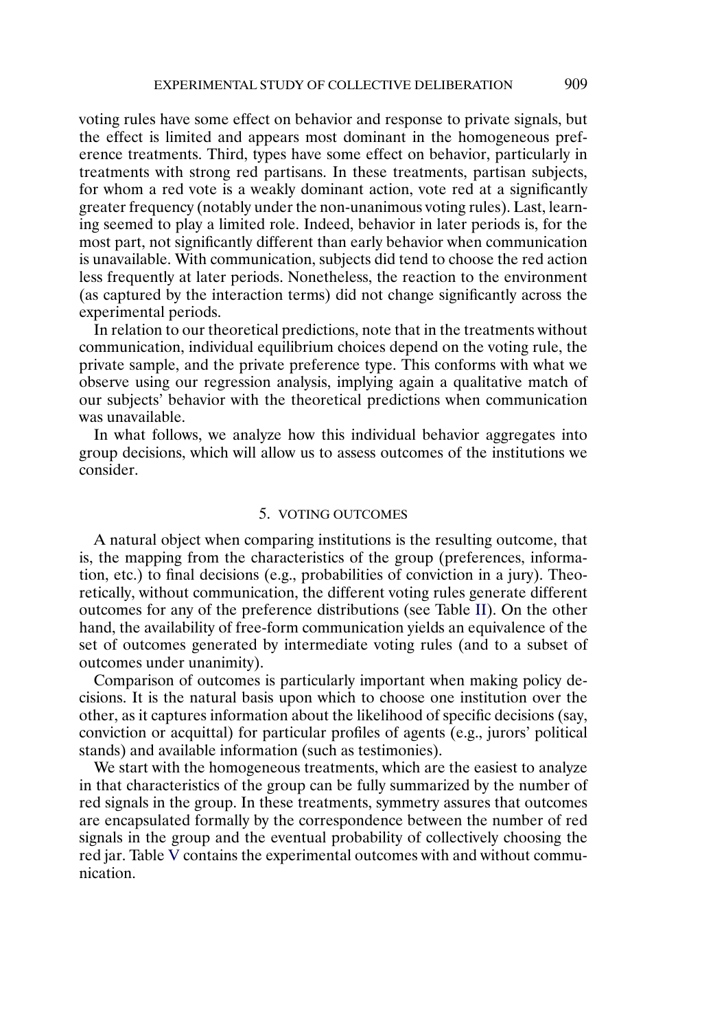voting rules have some effect on behavior and response to private signals, but the effect is limited and appears most dominant in the homogeneous preference treatments. Third, types have some effect on behavior, particularly in treatments with strong red partisans. In these treatments, partisan subjects, for whom a red vote is a weakly dominant action, vote red at a significantly greater frequency (notably under the non-unanimous voting rules). Last, learning seemed to play a limited role. Indeed, behavior in later periods is, for the most part, not significantly different than early behavior when communication is unavailable. With communication, subjects did tend to choose the red action less frequently at later periods. Nonetheless, the reaction to the environment (as captured by the interaction terms) did not change significantly across the experimental periods.

In relation to our theoretical predictions, note that in the treatments without communication, individual equilibrium choices depend on the voting rule, the private sample, and the private preference type. This conforms with what we observe using our regression analysis, implying again a qualitative match of our subjects' behavior with the theoretical predictions when communication was unavailable.

In what follows, we analyze how this individual behavior aggregates into group decisions, which will allow us to assess outcomes of the institutions we consider.

## 5. VOTING OUTCOMES

A natural object when comparing institutions is the resulting outcome, that is, the mapping from the characteristics of the group (preferences, information, etc.) to final decisions (e.g., probabilities of conviction in a jury). Theoretically, without communication, the different voting rules generate different outcomes for any of the preference distributions (see Table II). On the other hand, the availability of free-form communication yields an equivalence of the set of outcomes generated by intermediate voting rules (and to a subset of outcomes under unanimity).

Comparison of outcomes is particularly important when making policy decisions. It is the natural basis upon which to choose one institution over the other, as it captures information about the likelihood of specific decisions (say, conviction or acquittal) for particular profiles of agents (e.g., jurors' political stands) and available information (such as testimonies).

We start with the homogeneous treatments, which are the easiest to analyze in that characteristics of the group can be fully summarized by the number of red signals in the group. In these treatments, symmetry assures that outcomes are encapsulated formally by the correspondence between the number of red signals in the group and the eventual probability of collectively choosing the red jar. Table V contains the experimental outcomes with and without communication.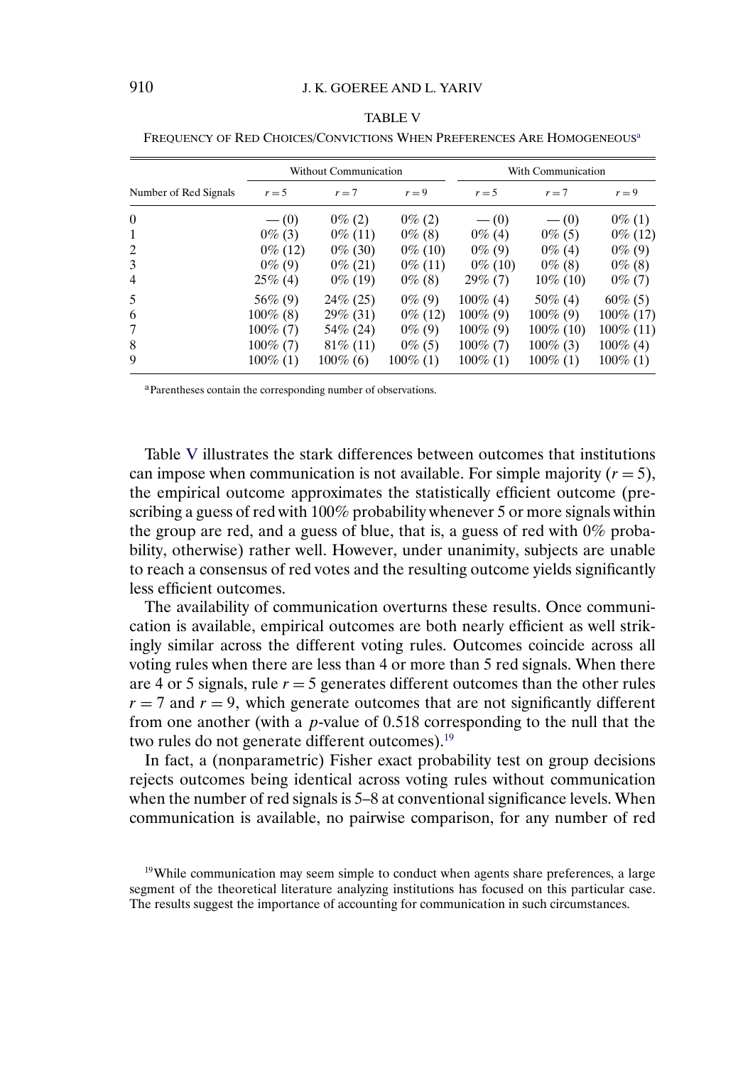TABLE V

FREQUENCY OF RED CHOICES/CONVICTIONS WHEN PREFERENCES ARE HOMOGENEOUS[a]

| Number of Red Signals | Without Communication | | | With Communication | | |
|---|---|---|---|---|---|---|
| | $r = 5$ | $r = 7$ | $r = 9$ | $r = 5$ | $r = 7$ | $r = 9$ |
| 0 | — (0) | 0% (2) | 0% (2) | — (0) | — (0) | 0% (1) |
| 1 | 0% (3) | 0% (11) | 0% (8) | 0% (4) | 0% (5) | 0% (12) |
| 2 | 0% (12) | 0% (30) | 0% (10) | 0% (9) | 0% (4) | 0% (9) |
| 3 | 0% (9) | 0% (21) | 0% (11) | 0% (10) | 0% (8) | 0% (8) |
| 4 | 25% (4) | 0% (19) | 0% (8) | 29% (7) | 10% (10) | 0% (7) |
| 5 | 56% (9) | 24% (25) | 0% (9) | 100% (4) | 50% (4) | 60% (5) |
| 6 | 100% (8) | 29% (31) | 0% (12) | 100% (9) | 100% (9) | 100% (17) |
| 7 | 100% (7) | 54% (24) | 0% (9) | 100% (9) | 100% (10) | 100% (11) |
| 8 | 100% (7) | 81% (11) | 0% (5) | 100% (7) | 100% (3) | 100% (4) |
| 9 | 100% (1) | 100% (6) | 100% (1) | 100% (1) | 100% (1) | 100% (1) |

[a]Parentheses contain the corresponding number of observations.

Table V illustrates the stark differences between outcomes that institutions can impose when communication is not available. For simple majority ($r = 5$), the empirical outcome approximates the statistically efficient outcome (prescribing a guess of red with 100% probability whenever 5 or more signals within the group are red, and a guess of blue, that is, a guess of red with 0% probability, otherwise) rather well. However, under unanimity, subjects are unable to reach a consensus of red votes and the resulting outcome yields significantly less efficient outcomes.

The availability of communication overturns these results. Once communication is available, empirical outcomes are both nearly efficient as well strikingly similar across the different voting rules. Outcomes coincide across all voting rules when there are less than 4 or more than 5 red signals. When there are 4 or 5 signals, rule $r = 5$ generates different outcomes than the other rules $r = 7$ and $r = 9$, which generate outcomes that are not significantly different from one another (with a $p$-value of 0.518 corresponding to the null that the two rules do not generate different outcomes).[19]

In fact, a (nonparametric) Fisher exact probability test on group decisions rejects outcomes being identical across voting rules without communication when the number of red signals is 5–8 at conventional significance levels. When communication is available, no pairwise comparison, for any number of red

[19]While communication may seem simple to conduct when agents share preferences, a large segment of the theoretical literature analyzing institutions has focused on this particular case. The results suggest the importance of accounting for communication in such circumstances.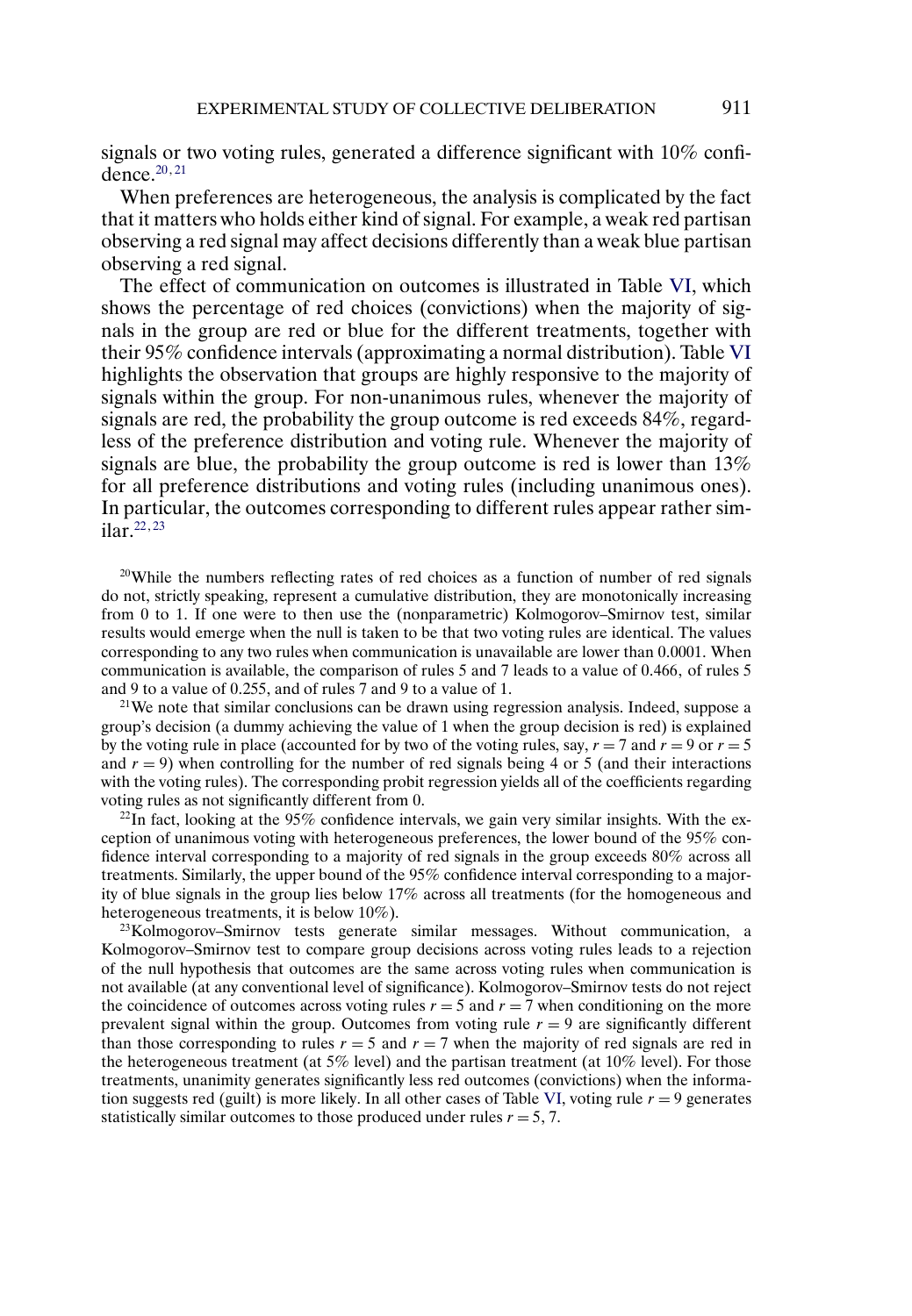signals or two voting rules, generated a difference significant with 10% confidence.[20,21]

When preferences are heterogeneous, the analysis is complicated by the fact that it matters who holds either kind of signal. For example, a weak red partisan observing a red signal may affect decisions differently than a weak blue partisan observing a red signal.

The effect of communication on outcomes is illustrated in Table VI, which shows the percentage of red choices (convictions) when the majority of signals in the group are red or blue for the different treatments, together with their 95% confidence intervals (approximating a normal distribution). Table VI highlights the observation that groups are highly responsive to the majority of signals within the group. For non-unanimous rules, whenever the majority of signals are red, the probability the group outcome is red exceeds 84%, regardless of the preference distribution and voting rule. Whenever the majority of signals are blue, the probability the group outcome is red is lower than 13% for all preference distributions and voting rules (including unanimous ones). In particular, the outcomes corresponding to different rules appear rather similar.[22,23]

[20]While the numbers reflecting rates of red choices as a function of number of red signals do not, strictly speaking, represent a cumulative distribution, they are monotonically increasing from 0 to 1. If one were to then use the (nonparametric) Kolmogorov–Smirnov test, similar results would emerge when the null is taken to be that two voting rules are identical. The values corresponding to any two rules when communication is unavailable are lower than 0.0001. When communication is available, the comparison of rules 5 and 7 leads to a value of 0.466, of rules 5 and 9 to a value of 0.255, and of rules 7 and 9 to a value of 1.

[21]We note that similar conclusions can be drawn using regression analysis. Indeed, suppose a group's decision (a dummy achieving the value of 1 when the group decision is red) is explained by the voting rule in place (accounted for by two of the voting rules, say, $r = 7$ and $r = 9$ or $r = 5$ and $r = 9$) when controlling for the number of red signals being 4 or 5 (and their interactions with the voting rules). The corresponding probit regression yields all of the coefficients regarding voting rules as not significantly different from 0.

[22]In fact, looking at the 95% confidence intervals, we gain very similar insights. With the exception of unanimous voting with heterogeneous preferences, the lower bound of the 95% confidence interval corresponding to a majority of red signals in the group exceeds 80% across all treatments. Similarly, the upper bound of the 95% confidence interval corresponding to a majority of blue signals in the group lies below 17% across all treatments (for the homogeneous and heterogeneous treatments, it is below 10%).

[23]Kolmogorov–Smirnov tests generate similar messages. Without communication, a Kolmogorov–Smirnov test to compare group decisions across voting rules leads to a rejection of the null hypothesis that outcomes are the same across voting rules when communication is not available (at any conventional level of significance). Kolmogorov–Smirnov tests do not reject the coincidence of outcomes across voting rules $r = 5$ and $r = 7$ when conditioning on the more prevalent signal within the group. Outcomes from voting rule $r = 9$ are significantly different than those corresponding to rules $r = 5$ and $r = 7$ when the majority of red signals are red in the heterogeneous treatment (at 5% level) and the partisan treatment (at 10% level). For those treatments, unanimity generates significantly less red outcomes (convictions) when the information suggests red (guilt) is more likely. In all other cases of Table VI, voting rule $r = 9$ generates statistically similar outcomes to those produced under rules $r = 5, 7$.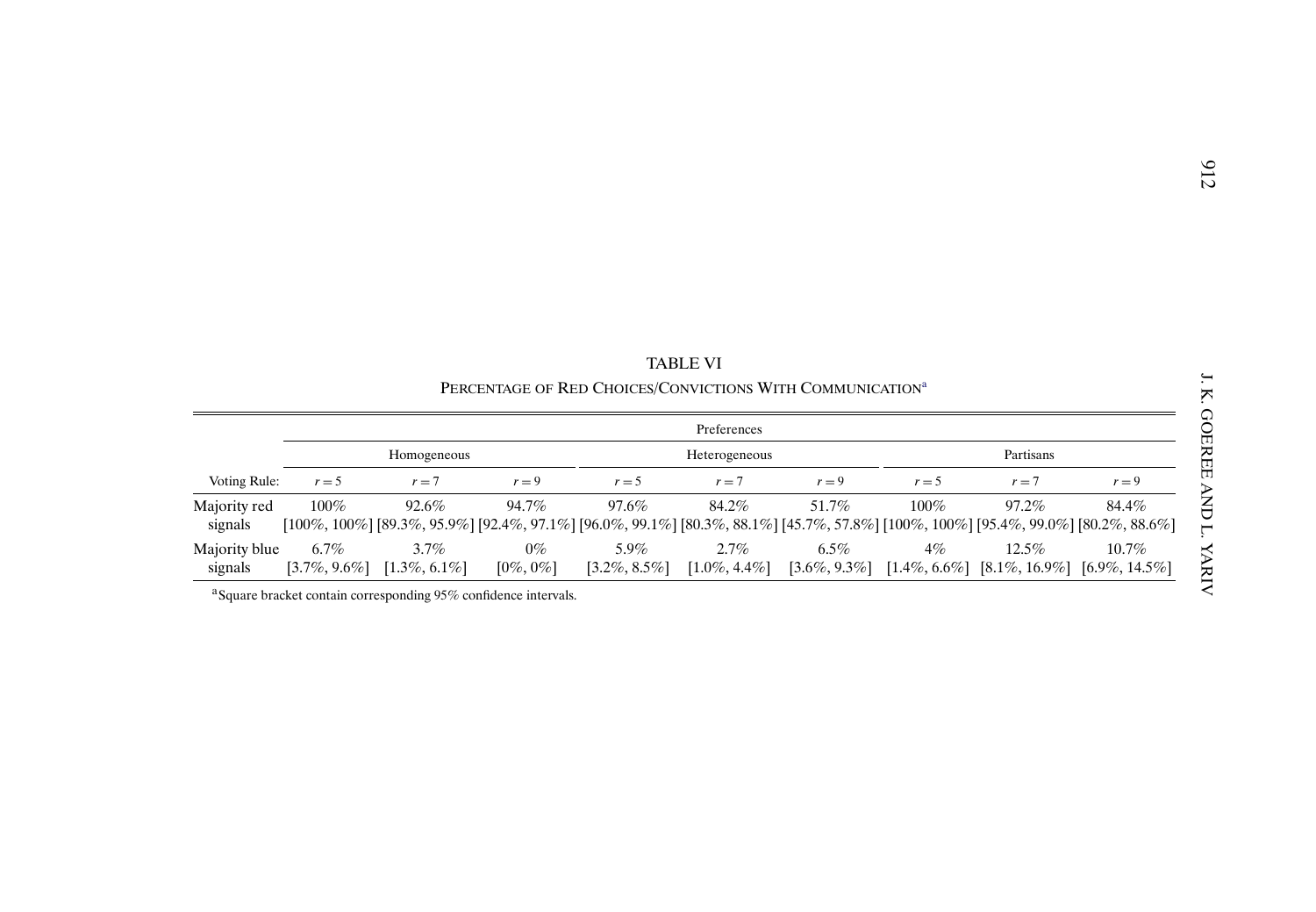TABLE VI

PERCENTAGE OF RED CHOICES/CONVICTIONS WITH COMMUNICATION[a]

| | Preferences | | | | | | | | |
|---|---|---|---|---|---|---|---|---|---|
| | Homogeneous | | | Heterogeneous | | | Partisans | | |
| Voting Rule: | $r = 5$ | $r = 7$ | $r = 9$ | $r = 5$ | $r = 7$ | $r = 9$ | $r = 5$ | $r = 7$ | $r = 9$ |
| Majority red signals | 100% [100%, 100%] | 92.6% [89.3%, 95.9%] | 94.7% [92.4%, 97.1%] | 97.6% [96.0%, 99.1%] | 84.2% [80.3%, 88.1%] | 51.7% [45.7%, 57.8%] | 100% [100%, 100%] | 97.2% [95.4%, 99.0%] | 84.4% [80.2%, 88.6%] |
| Majority blue signals | 6.7% [3.7%, 9.6%] | 3.7% [1.3%, 6.1%] | 0% [0%, 0%] | 5.9% [3.2%, 8.5%] | 2.7% [1.0%, 4.4%] | 6.5% [3.6%, 9.3%] | 4% [1.4%, 6.6%] | 12.5% [8.1%, 16.9%] | 10.7% [6.9%, 14.5%] |

[a]Square bracket contain corresponding 95% confidence intervals.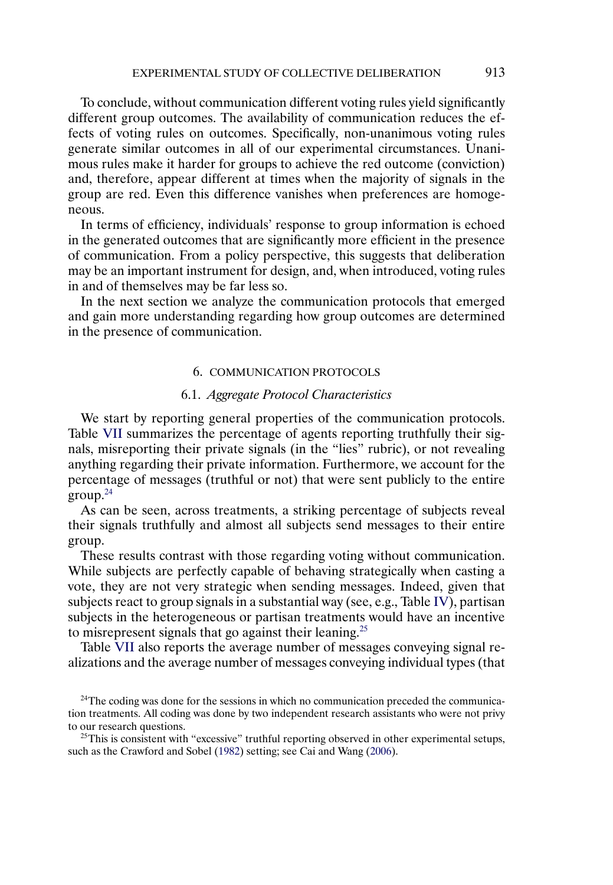To conclude, without communication different voting rules yield significantly different group outcomes. The availability of communication reduces the effects of voting rules on outcomes. Specifically, non-unanimous voting rules generate similar outcomes in all of our experimental circumstances. Unanimous rules make it harder for groups to achieve the red outcome (conviction) and, therefore, appear different at times when the majority of signals in the group are red. Even this difference vanishes when preferences are homogeneous.

In terms of efficiency, individuals' response to group information is echoed in the generated outcomes that are significantly more efficient in the presence of communication. From a policy perspective, this suggests that deliberation may be an important instrument for design, and, when introduced, voting rules in and of themselves may be far less so.

In the next section we analyze the communication protocols that emerged and gain more understanding regarding how group outcomes are determined in the presence of communication.

## 6. COMMUNICATION PROTOCOLS

### 6.1. *Aggregate Protocol Characteristics*

We start by reporting general properties of the communication protocols. Table VII summarizes the percentage of agents reporting truthfully their signals, misreporting their private signals (in the "lies" rubric), or not revealing anything regarding their private information. Furthermore, we account for the percentage of messages (truthful or not) that were sent publicly to the entire group.[24]

As can be seen, across treatments, a striking percentage of subjects reveal their signals truthfully and almost all subjects send messages to their entire group.

These results contrast with those regarding voting without communication. While subjects are perfectly capable of behaving strategically when casting a vote, they are not very strategic when sending messages. Indeed, given that subjects react to group signals in a substantial way (see, e.g., Table IV), partisan subjects in the heterogeneous or partisan treatments would have an incentive to misrepresent signals that go against their leaning.[25]

Table VII also reports the average number of messages conveying signal realizations and the average number of messages conveying individual types (that

[24]The coding was done for the sessions in which no communication preceded the communication treatments. All coding was done by two independent research assistants who were not privy to our research questions.

[25]This is consistent with "excessive" truthful reporting observed in other experimental setups, such as the Crawford and Sobel (1982) setting; see Cai and Wang (2006).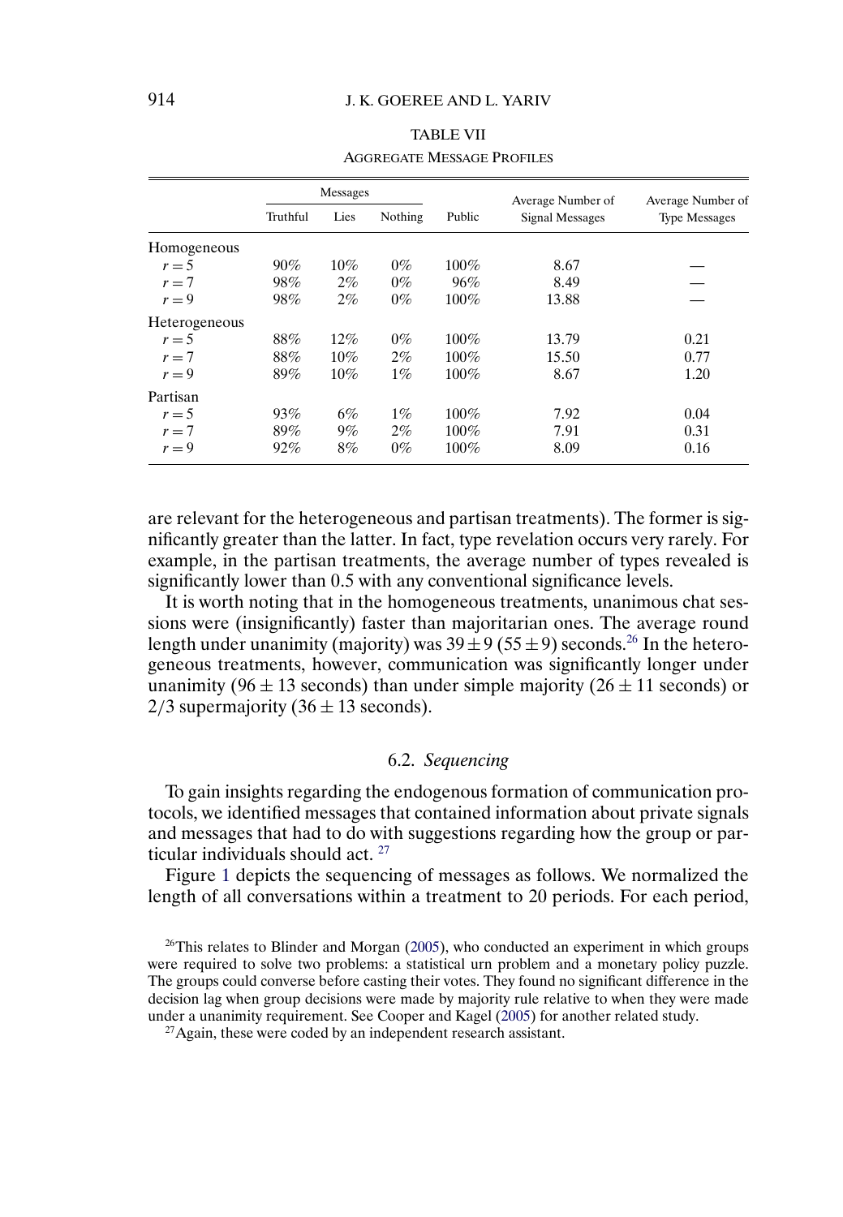TABLE VII

AGGREGATE MESSAGE PROFILES

| | Messages | | | Public | Average Number of Signal Messages | Average Number of Type Messages |
|---|---|---|---|---|---|---|
| | Truthful | Lies | Nothing | | | |
| Homogeneous | | | | | | |
| $r = 5$ | 90% | 10% | 0% | 100% | 8.67 | — |
| $r = 7$ | 98% | 2% | 0% | 96% | 8.49 | — |
| $r = 9$ | 98% | 2% | 0% | 100% | 13.88 | — |
| Heterogeneous | | | | | | |
| $r = 5$ | 88% | 12% | 0% | 100% | 13.79 | 0.21 |
| $r = 7$ | 88% | 10% | 2% | 100% | 15.50 | 0.77 |
| $r = 9$ | 89% | 10% | 1% | 100% | 8.67 | 1.20 |
| Partisan | | | | | | |
| $r = 5$ | 93% | 6% | 1% | 100% | 7.92 | 0.04 |
| $r = 7$ | 89% | 9% | 2% | 100% | 7.91 | 0.31 |
| $r = 9$ | 92% | 8% | 0% | 100% | 8.09 | 0.16 |

are relevant for the heterogeneous and partisan treatments). The former is significantly greater than the latter. In fact, type revelation occurs very rarely. For example, in the partisan treatments, the average number of types revealed is significantly lower than 0.5 with any conventional significance levels.

It is worth noting that in the homogeneous treatments, unanimous chat sessions were (insignificantly) faster than majoritarian ones. The average round length under unanimity (majority) was $39 \pm 9$ ($55 \pm 9$) seconds.[26] In the heterogeneous treatments, however, communication was significantly longer under unanimity ($96 \pm 13$ seconds) than under simple majority ($26 \pm 11$ seconds) or 2/3 supermajority ($36 \pm 13$ seconds).

### 6.2. *Sequencing*

To gain insights regarding the endogenous formation of communication protocols, we identified messages that contained information about private signals and messages that had to do with suggestions regarding how the group or particular individuals should act. [27]

Figure 1 depicts the sequencing of messages as follows. We normalized the length of all conversations within a treatment to 20 periods. For each period,

[26]This relates to Blinder and Morgan (2005), who conducted an experiment in which groups were required to solve two problems: a statistical urn problem and a monetary policy puzzle. The groups could converse before casting their votes. They found no significant difference in the decision lag when group decisions were made by majority rule relative to when they were made under a unanimity requirement. See Cooper and Kagel (2005) for another related study.

[27]Again, these were coded by an independent research assistant.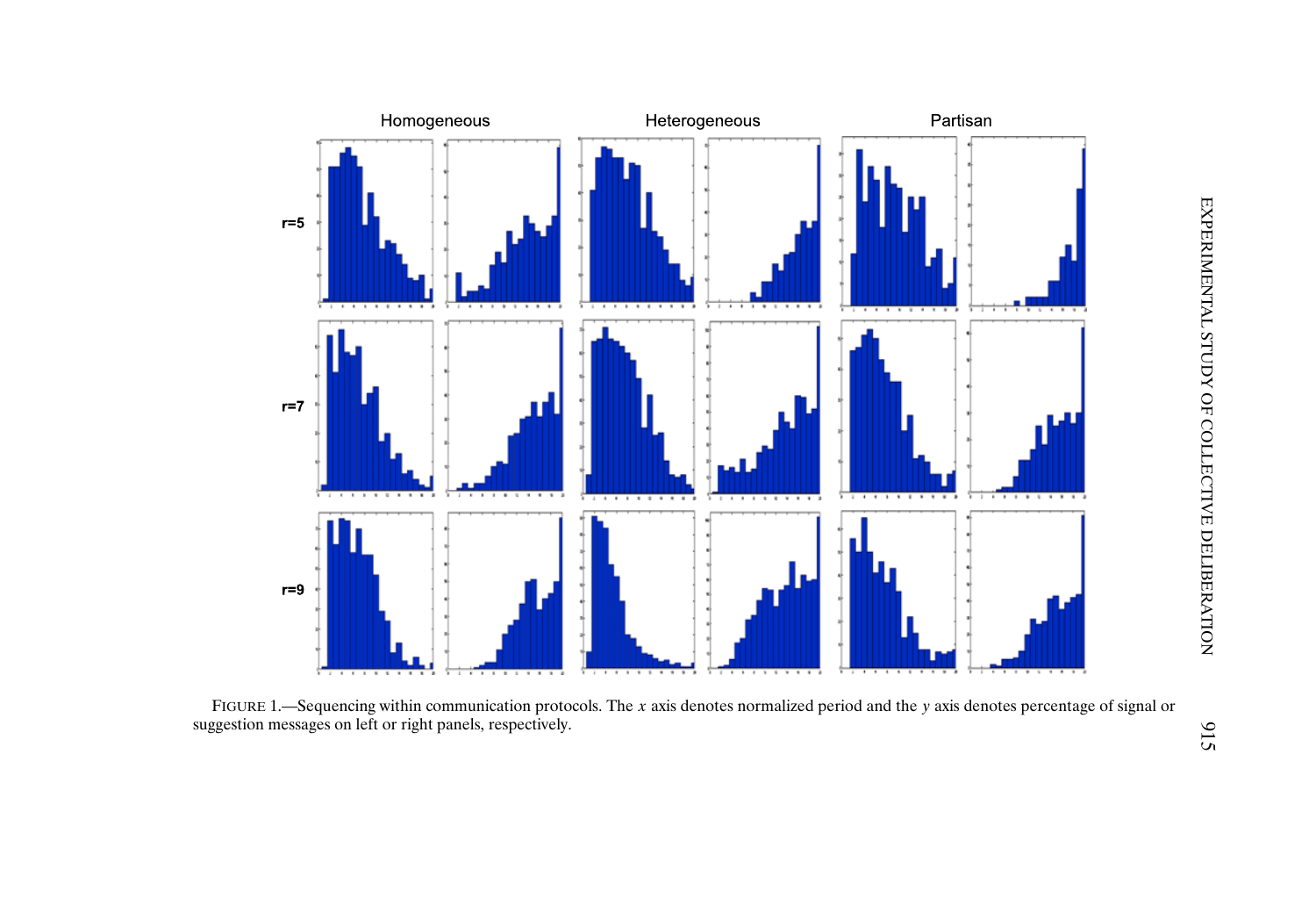FIGURE 1.—Sequencing within communication protocols. The $x$ axis denotes normalized period and the $y$ axis denotes percentage of signal or suggestion messages on left or right panels, respectively.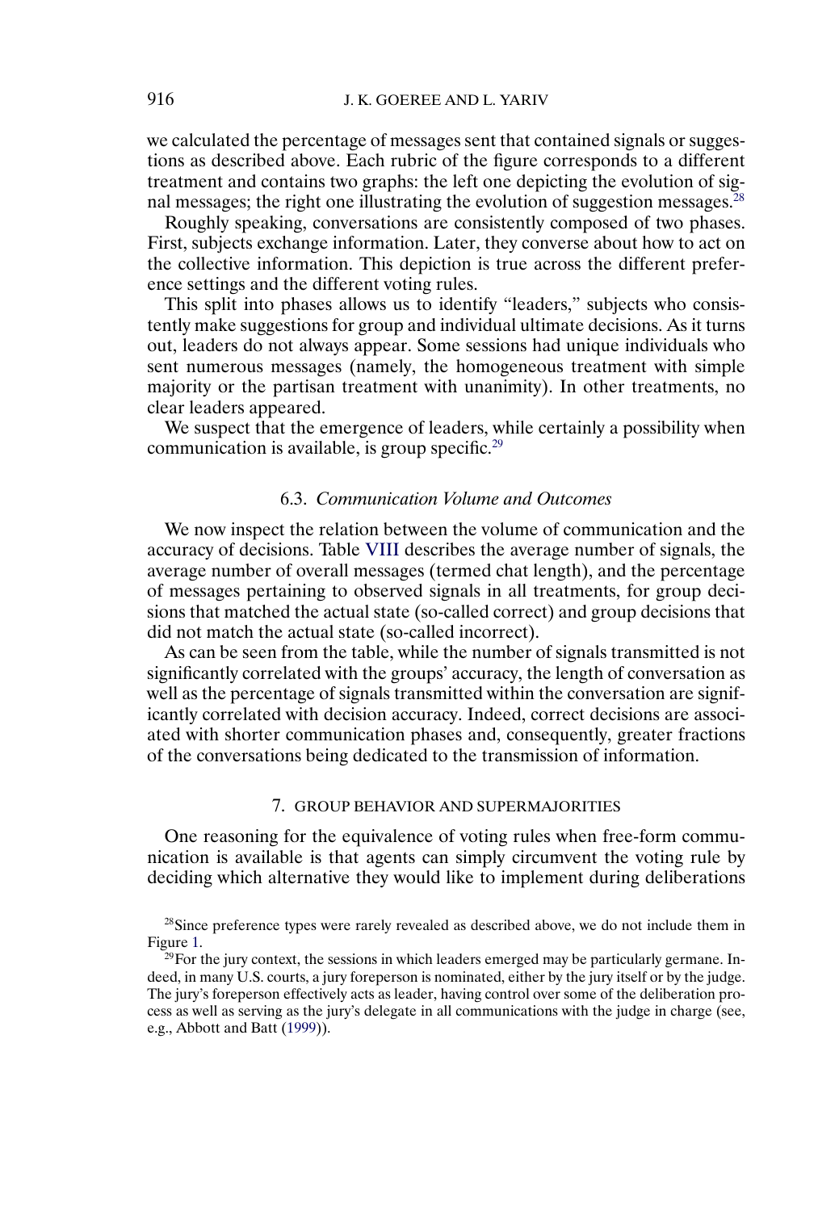we calculated the percentage of messages sent that contained signals or suggestions as described above. Each rubric of the figure corresponds to a different treatment and contains two graphs: the left one depicting the evolution of signal messages; the right one illustrating the evolution of suggestion messages.[28]

Roughly speaking, conversations are consistently composed of two phases. First, subjects exchange information. Later, they converse about how to act on the collective information. This depiction is true across the different preference settings and the different voting rules.

This split into phases allows us to identify "leaders," subjects who consistently make suggestions for group and individual ultimate decisions. As it turns out, leaders do not always appear. Some sessions had unique individuals who sent numerous messages (namely, the homogeneous treatment with simple majority or the partisan treatment with unanimity). In other treatments, no clear leaders appeared.

We suspect that the emergence of leaders, while certainly a possibility when communication is available, is group specific.[29]

### 6.3. *Communication Volume and Outcomes*

We now inspect the relation between the volume of communication and the accuracy of decisions. Table VIII describes the average number of signals, the average number of overall messages (termed chat length), and the percentage of messages pertaining to observed signals in all treatments, for group decisions that matched the actual state (so-called correct) and group decisions that did not match the actual state (so-called incorrect).

As can be seen from the table, while the number of signals transmitted is not significantly correlated with the groups' accuracy, the length of conversation as well as the percentage of signals transmitted within the conversation are significantly correlated with decision accuracy. Indeed, correct decisions are associated with shorter communication phases and, consequently, greater fractions of the conversations being dedicated to the transmission of information.

## 7. GROUP BEHAVIOR AND SUPERMAJORITIES

One reasoning for the equivalence of voting rules when free-form communication is available is that agents can simply circumvent the voting rule by deciding which alternative they would like to implement during deliberations

[28] Since preference types were rarely revealed as described above, we do not include them in Figure 1.

[29] For the jury context, the sessions in which leaders emerged may be particularly germane. Indeed, in many U.S. courts, a jury foreperson is nominated, either by the jury itself or by the judge. The jury's foreperson effectively acts as leader, having control over some of the deliberation process as well as serving as the jury's delegate in all communications with the judge in charge (see, e.g., Abbott and Batt (1999)).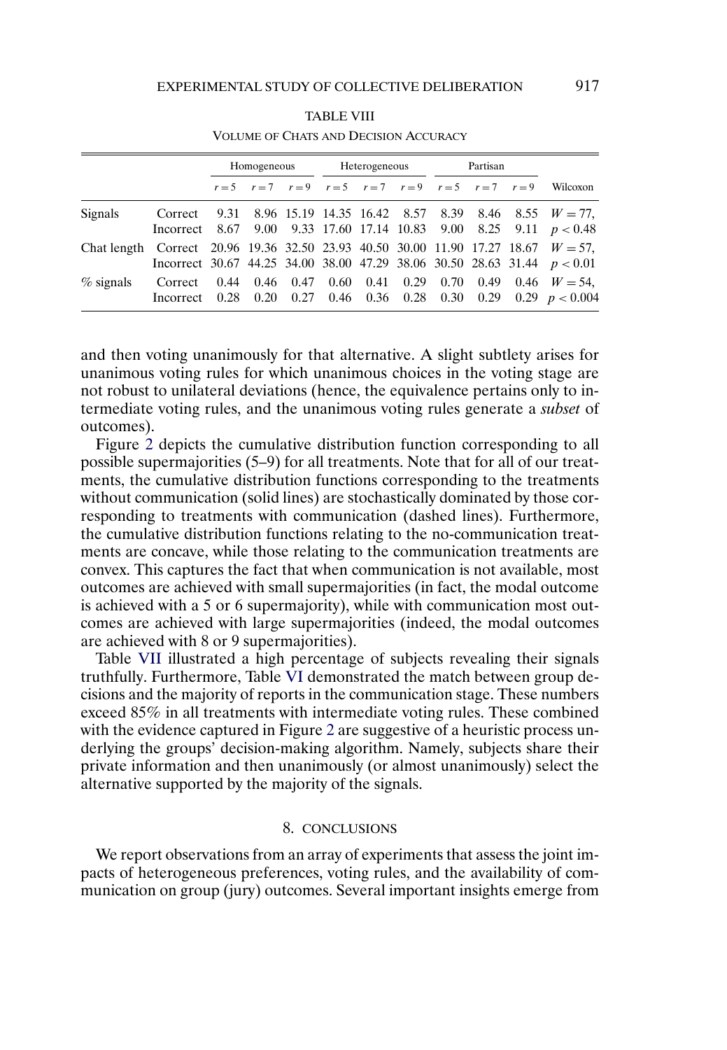TABLE VIII

VOLUME OF CHATS AND DECISION ACCURACY

| | | Homogeneous | | | Heterogeneous | | | Partisan | | | |
|---|---|---|---|---|---|---|---|---|---|---|---|
| | | $r=5$ | $r=7$ | $r=9$ | $r=5$ | $r=7$ | $r=9$ | $r=5$ | $r=7$ | $r=9$ | Wilcoxon |
| Signals | Correct | 9.31 | 8.96 | 15.19 | 14.35 | 16.42 | 8.57 | 8.39 | 8.46 | 8.55 | $W=77$, |
| | Incorrect | 8.67 | 9.00 | 9.33 | 17.60 | 17.14 | 10.83 | 9.00 | 8.25 | 9.11 | $p<0.48$ |
| Chat length | Correct | 20.96 | 19.36 | 32.50 | 23.93 | 40.50 | 30.00 | 11.90 | 17.27 | 18.67 | $W=57$, |
| | Incorrect | 30.67 | 44.25 | 34.00 | 38.00 | 47.29 | 38.06 | 30.50 | 28.63 | 31.44 | $p<0.01$ |
| % signals | Correct | 0.44 | 0.46 | 0.47 | 0.60 | 0.41 | 0.29 | 0.70 | 0.49 | 0.46 | $W=54$, |
| | Incorrect | 0.28 | 0.20 | 0.27 | 0.46 | 0.36 | 0.28 | 0.30 | 0.29 | 0.29 | $p<0.004$ |

and then voting unanimously for that alternative. A slight subtlety arises for unanimous voting rules for which unanimous choices in the voting stage are not robust to unilateral deviations (hence, the equivalence pertains only to intermediate voting rules, and the unanimous voting rules generate a *subset* of outcomes).

Figure 2 depicts the cumulative distribution function corresponding to all possible supermajorities (5–9) for all treatments. Note that for all of our treatments, the cumulative distribution functions corresponding to the treatments without communication (solid lines) are stochastically dominated by those corresponding to treatments with communication (dashed lines). Furthermore, the cumulative distribution functions relating to the no-communication treatments are concave, while those relating to the communication treatments are convex. This captures the fact that when communication is not available, most outcomes are achieved with small supermajorities (in fact, the modal outcome is achieved with a 5 or 6 supermajority), while with communication most outcomes are achieved with large supermajorities (indeed, the modal outcomes are achieved with 8 or 9 supermajorities).

Table VII illustrated a high percentage of subjects revealing their signals truthfully. Furthermore, Table VI demonstrated the match between group decisions and the majority of reports in the communication stage. These numbers exceed 85% in all treatments with intermediate voting rules. These combined with the evidence captured in Figure 2 are suggestive of a heuristic process underlying the groups' decision-making algorithm. Namely, subjects share their private information and then unanimously (or almost unanimously) select the alternative supported by the majority of the signals.

## 8. CONCLUSIONS

We report observations from an array of experiments that assess the joint impacts of heterogeneous preferences, voting rules, and the availability of communication on group (jury) outcomes. Several important insights emerge from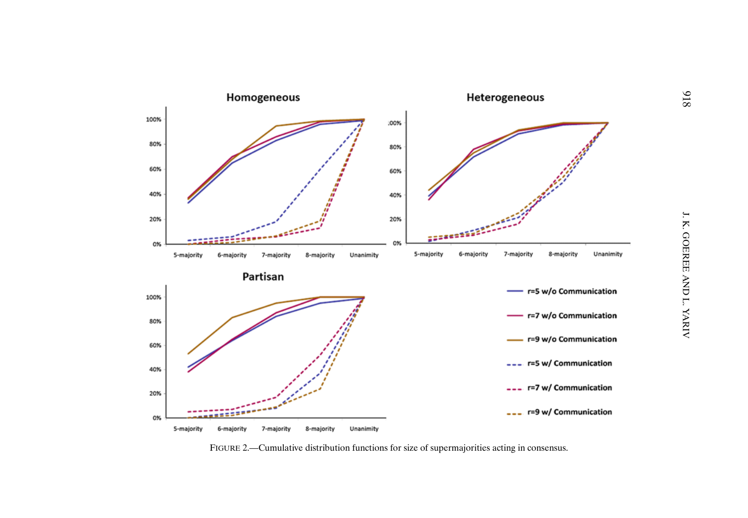FIGURE 2.—Cumulative distribution functions for size of supermajorities acting in consensus.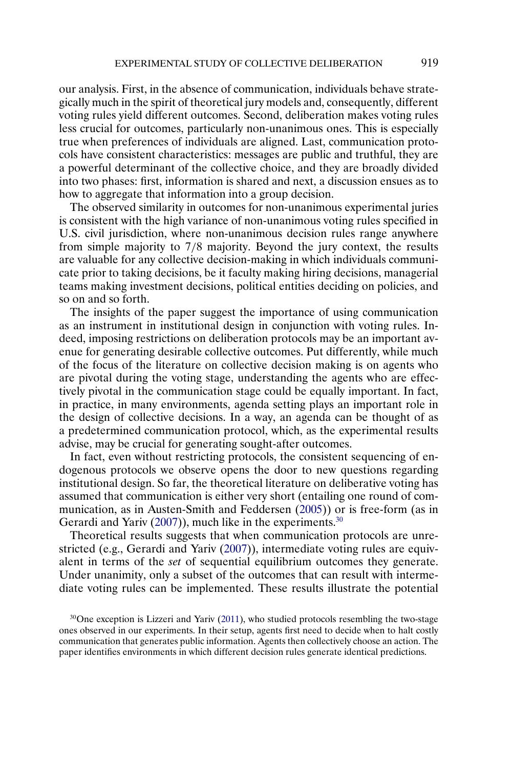our analysis. First, in the absence of communication, individuals behave strategically much in the spirit of theoretical jury models and, consequently, different voting rules yield different outcomes. Second, deliberation makes voting rules less crucial for outcomes, particularly non-unanimous ones. This is especially true when preferences of individuals are aligned. Last, communication protocols have consistent characteristics: messages are public and truthful, they are a powerful determinant of the collective choice, and they are broadly divided into two phases: first, information is shared and next, a discussion ensues as to how to aggregate that information into a group decision.

The observed similarity in outcomes for non-unanimous experimental juries is consistent with the high variance of non-unanimous voting rules specified in U.S. civil jurisdiction, where non-unanimous decision rules range anywhere from simple majority to 7/8 majority. Beyond the jury context, the results are valuable for any collective decision-making in which individuals communicate prior to taking decisions, be it faculty making hiring decisions, managerial teams making investment decisions, political entities deciding on policies, and so on and so forth.

The insights of the paper suggest the importance of using communication as an instrument in institutional design in conjunction with voting rules. Indeed, imposing restrictions on deliberation protocols may be an important avenue for generating desirable collective outcomes. Put differently, while much of the focus of the literature on collective decision making is on agents who are pivotal during the voting stage, understanding the agents who are effectively pivotal in the communication stage could be equally important. In fact, in practice, in many environments, agenda setting plays an important role in the design of collective decisions. In a way, an agenda can be thought of as a predetermined communication protocol, which, as the experimental results advise, may be crucial for generating sought-after outcomes.

In fact, even without restricting protocols, the consistent sequencing of endogenous protocols we observe opens the door to new questions regarding institutional design. So far, the theoretical literature on deliberative voting has assumed that communication is either very short (entailing one round of communication, as in Austen-Smith and Feddersen (2005)) or is free-form (as in Gerardi and Yariv (2007)), much like in the experiments.[30]

Theoretical results suggests that when communication protocols are unrestricted (e.g., Gerardi and Yariv (2007)), intermediate voting rules are equivalent in terms of the *set* of sequential equilibrium outcomes they generate. Under unanimity, only a subset of the outcomes that can result with intermediate voting rules can be implemented. These results illustrate the potential

[30] One exception is Lizzeri and Yariv (2011), who studied protocols resembling the two-stage ones observed in our experiments. In their setup, agents first need to decide when to halt costly communication that generates public information. Agents then collectively choose an action. The paper identifies environments in which different decision rules generate identical predictions.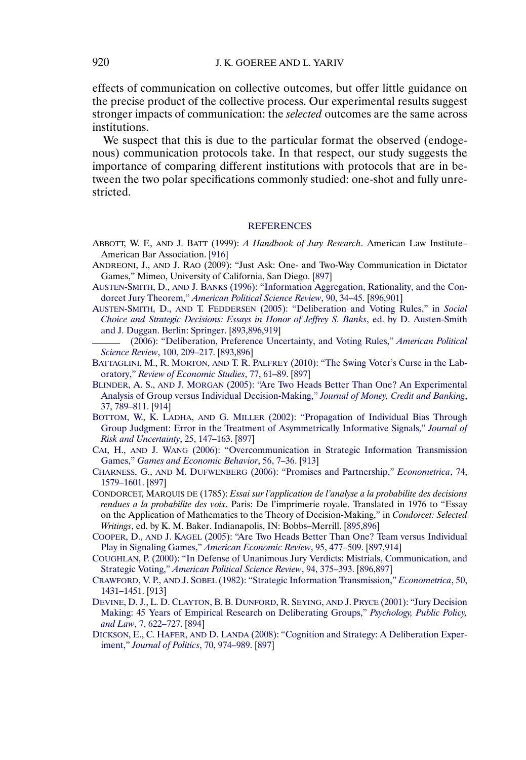effects of communication on collective outcomes, but offer little guidance on the precise product of the collective process. Our experimental results suggest stronger impacts of communication: the *selected* outcomes are the same across institutions.

We suspect that this is due to the particular format the observed (endogenous) communication protocols take. In that respect, our study suggests the importance of comparing different institutions with protocols that are in between the two polar specifications commonly studied: one-shot and fully unrestricted.

## REFERENCES

ABBOTT, W. F., AND J. BATT (1999): *A Handbook of Jury Research*. American Law Institute–American Bar Association. [916]

ANDREONI, J., AND J. RAO (2009): "Just Ask: One- and Two-Way Communication in Dictator Games," Mimeo, University of California, San Diego. [897]

AUSTEN-SMITH, D., AND J. BANKS (1996): "Information Aggregation, Rationality, and the Condorcet Jury Theorem," *American Political Science Review*, 90, 34–45. [896,901]

AUSTEN-SMITH, D., AND T. FEDDERSEN (2005): "Deliberation and Voting Rules," in *Social Choice and Strategic Decisions: Essays in Honor of Jeffrey S. Banks*, ed. by D. Austen-Smith and J. Duggan. Berlin: Springer. [893,896,919]

——— (2006): "Deliberation, Preference Uncertainty, and Voting Rules," *American Political Science Review*, 100, 209–217. [893,896]

BATTAGLINI, M., R. MORTON, AND T. R. PALFREY (2010): "The Swing Voter's Curse in the Laboratory," *Review of Economic Studies*, 77, 61–89. [897]

BLINDER, A. S., AND J. MORGAN (2005): "Are Two Heads Better Than One? An Experimental Analysis of Group versus Individual Decision-Making," *Journal of Money, Credit and Banking*, 37, 789–811. [914]

BOTTOM, W., K. LADHA, AND G. MILLER (2002): "Propagation of Individual Bias Through Group Judgment: Error in the Treatment of Asymmetrically Informative Signals," *Journal of Risk and Uncertainty*, 25, 147–163. [897]

CAI, H., AND J. WANG (2006): "Overcommunication in Strategic Information Transmission Games," *Games and Economic Behavior*, 56, 7–36. [913]

CHARNESS, G., AND M. DUFWENBERG (2006): "Promises and Partnership," *Econometrica*, 74, 1579–1601. [897]

CONDORCET, MARQUIS DE (1785): *Essai sur l'application de l'analyse a la probabilite des decisions rendues a la probabilite des voix*. Paris: De l'imprimerie royale. Translated in 1976 to "Essay on the Application of Mathematics to the Theory of Decision-Making," in *Condorcet: Selected Writings*, ed. by K. M. Baker. Indianapolis, IN: Bobbs–Merrill. [895,896]

COOPER, D., AND J. KAGEL (2005): "Are Two Heads Better Than One? Team versus Individual Play in Signaling Games," *American Economic Review*, 95, 477–509. [897,914]

COUGHLAN, P. (2000): "In Defense of Unanimous Jury Verdicts: Mistrials, Communication, and Strategic Voting," *American Political Science Review*, 94, 375–393. [896,897]

CRAWFORD, V. P., AND J. SOBEL (1982): "Strategic Information Transmission," *Econometrica*, 50, 1431–1451. [913]

DEVINE, D. J., L. D. CLAYTON, B. B. DUNFORD, R. SEYING, AND J. PRYCE (2001): "Jury Decision Making: 45 Years of Empirical Research on Deliberating Groups," *Psychology, Public Policy, and Law*, 7, 622–727. [894]

DICKSON, E., C. HAFER, AND D. LANDA (2008): "Cognition and Strategy: A Deliberation Experiment," *Journal of Politics*, 70, 974–989. [897]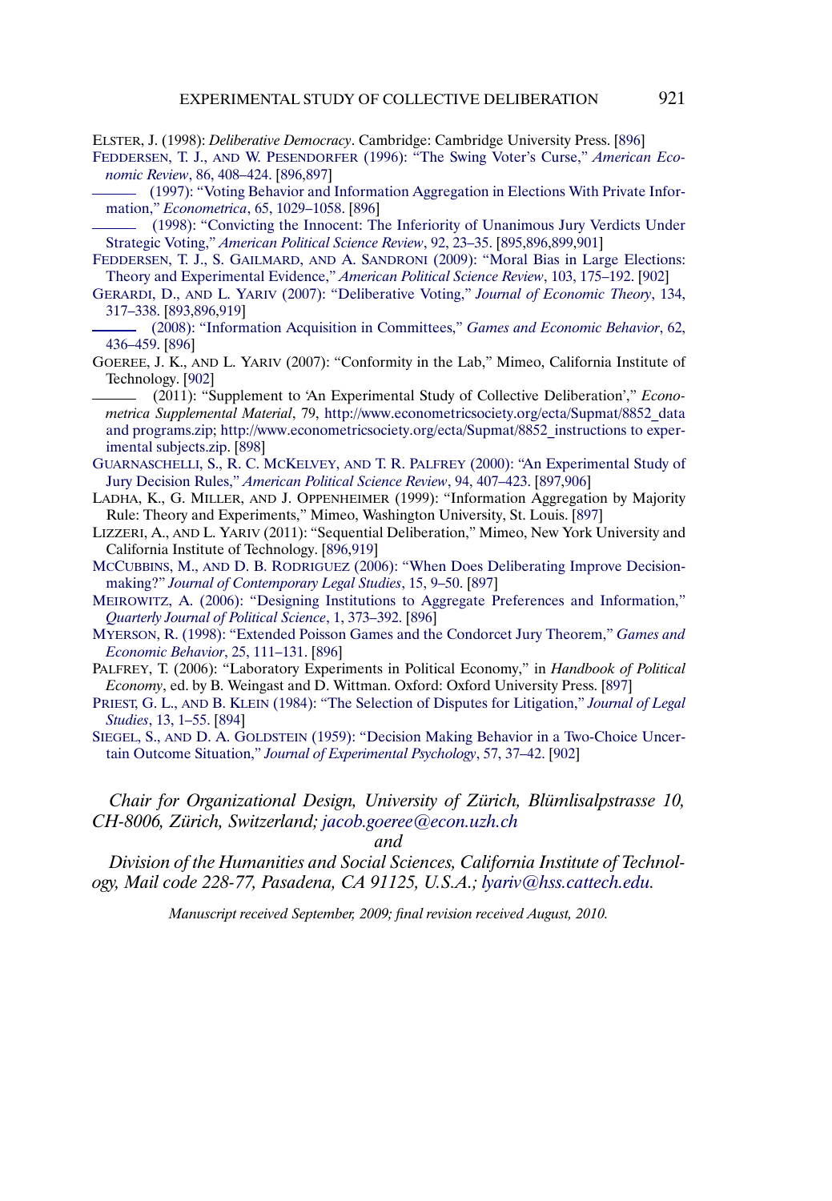ELSTER, J. (1998): *Deliberative Democracy*. Cambridge: Cambridge University Press. [896]

FEDDERSEN, T. J., AND W. PESENDORFER (1996): "The Swing Voter's Curse," *American Economic Review*, 86, 408–424. [896,897]

——— (1997): "Voting Behavior and Information Aggregation in Elections With Private Information," *Econometrica*, 65, 1029–1058. [896]

——— (1998): "Convicting the Innocent: The Inferiority of Unanimous Jury Verdicts Under Strategic Voting," *American Political Science Review*, 92, 23–35. [895,896,899,901]

FEDDERSEN, T. J., S. GAILMARD, AND A. SANDRONI (2009): "Moral Bias in Large Elections: Theory and Experimental Evidence," *American Political Science Review*, 103, 175–192. [902]

GERARDI, D., AND L. YARIV (2007): "Deliberative Voting," *Journal of Economic Theory*, 134, 317–338. [893,896,919]

——— (2008): "Information Acquisition in Committees," *Games and Economic Behavior*, 62, 436–459. [896]

GOEREE, J. K., AND L. YARIV (2007): "Conformity in the Lab," Mimeo, California Institute of Technology. [902]

——— (2011): "Supplement to 'An Experimental Study of Collective Deliberation'," *Econometrica Supplemental Material*, 79, http://www.econometricsociety.org/ecta/Supmat/8852_data and programs.zip; http://www.econometricsociety.org/ecta/Supmat/8852_instructions to experimental subjects.zip. [898]

GUARNASCHELLI, S., R. C. MCKELVEY, AND T. R. PALFREY (2000): "An Experimental Study of Jury Decision Rules," *American Political Science Review*, 94, 407–423. [897,906]

LADHA, K., G. MILLER, AND J. OPPENHEIMER (1999): "Information Aggregation by Majority Rule: Theory and Experiments," Mimeo, Washington University, St. Louis. [897]

LIZZERI, A., AND L. YARIV (2011): "Sequential Deliberation," Mimeo, New York University and California Institute of Technology. [896,919]

MCCUBBINS, M., AND D. B. RODRIGUEZ (2006): "When Does Deliberating Improve Decision-making?" *Journal of Contemporary Legal Studies*, 15, 9–50. [897]

MEIROWITZ, A. (2006): "Designing Institutions to Aggregate Preferences and Information," *Quarterly Journal of Political Science*, 1, 373–392. [896]

MYERSON, R. (1998): "Extended Poisson Games and the Condorcet Jury Theorem," *Games and Economic Behavior*, 25, 111–131. [896]

PALFREY, T. (2006): "Laboratory Experiments in Political Economy," in *Handbook of Political Economy*, ed. by B. Weingast and D. Wittman. Oxford: Oxford University Press. [897]

PRIEST, G. L., AND B. KLEIN (1984): "The Selection of Disputes for Litigation," *Journal of Legal Studies*, 13, 1–55. [894]

SIEGEL, S., AND D. A. GOLDSTEIN (1959): "Decision Making Behavior in a Two-Choice Uncertain Outcome Situation," *Journal of Experimental Psychology*, 57, 37–42. [902]

*Chair for Organizational Design, University of Zürich, Blümlisalpstrasse 10, CH-8006, Zürich, Switzerland; jacob.goeree@econ.uzh.ch*

*and*

*Division of the Humanities and Social Sciences, California Institute of Technology, Mail code 228-77, Pasadena, CA 91125, U.S.A.; lyariv@hss.cattech.edu.*

*Manuscript received September, 2009; final revision received August, 2010.*